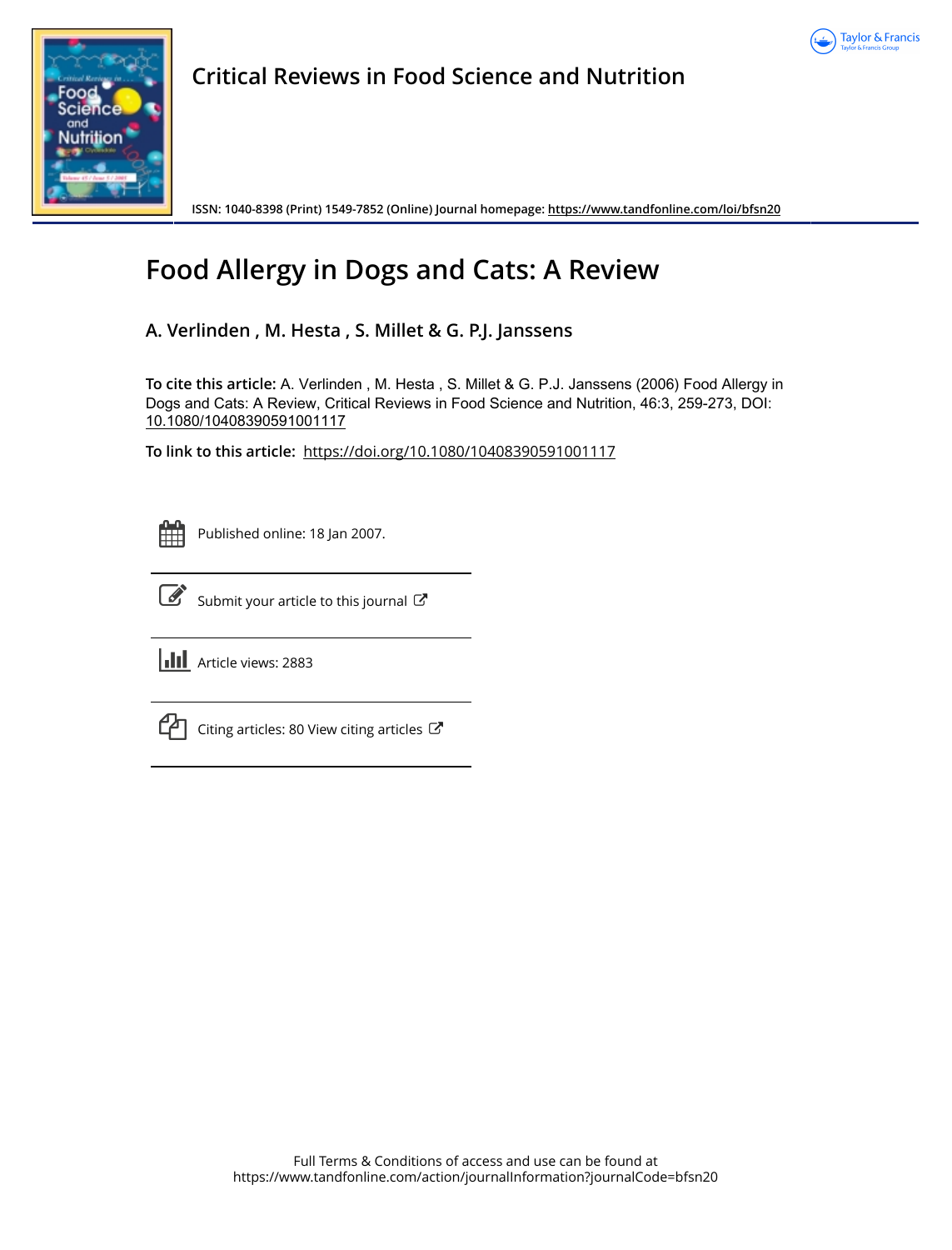Critical Reviews in Food Science and Nutrition

ISSN: 1040-8398 (Print) 1549-7852 (Online) Journal homepage: https://www.tandfonline.com/loi/bfsn20

# Food Allergy in Dogs and Cats: A Review

## A. Verlinden , M. Hesta , S. Millet & G. P.J. Janssens

**To cite this article:** A. Verlinden , M. Hesta , S. Millet & G. P.J. Janssens (2006) Food Allergy in Dogs and Cats: A Review, Critical Reviews in Food Science and Nutrition, 46:3, 259-273, DOI: 10.1080/10408390591001117

**To link to this article:** https://doi.org/10.1080/10408390591001117

Published online: 18 Jan 2007.

Submit your article to this journal

Article views: 2883

Citing articles: 80 View citing articles

Full Terms & Conditions of access and use can be found at
https://www.tandfonline.com/action/journalInformation?journalCode=bfsn20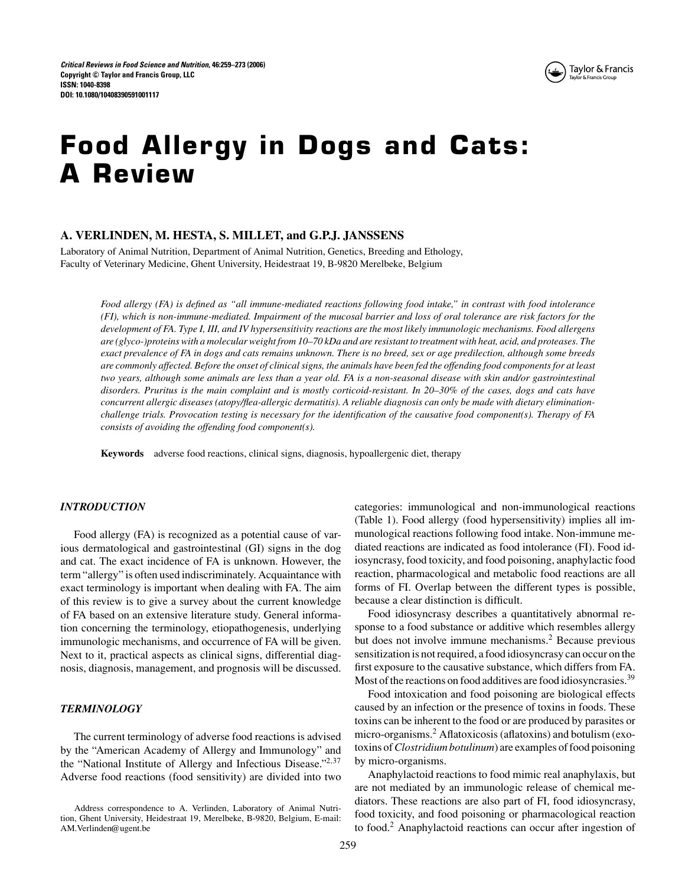// Food Allergy in Dogs and Cats: A Review

# Food Allergy in Dogs and Cats: A Review

**A. VERLINDEN, M. HESTA, S. MILLET, and G.P.J. JANSSENS**

Laboratory of Animal Nutrition, Department of Animal Nutrition, Genetics, Breeding and Ethology, Faculty of Veterinary Medicine, Ghent University, Heidestraat 19, B-9820 Merelbeke, Belgium

*Food allergy (FA) is defined as "all immune-mediated reactions following food intake," in contrast with food intolerance (FI), which is non-immune-mediated. Impairment of the mucosal barrier and loss of oral tolerance are risk factors for the development of FA. Type I, III, and IV hypersensitivity reactions are the most likely immunologic mechanisms. Food allergens are (glyco-)proteins with a molecular weight from 10–70 kDa and are resistant to treatment with heat, acid, and proteases. The exact prevalence of FA in dogs and cats remains unknown. There is no breed, sex or age predilection, although some breeds are commonly affected. Before the onset of clinical signs, the animals have been fed the offending food components for at least two years, although some animals are less than a year old. FA is a non-seasonal disease with skin and/or gastrointestinal disorders. Pruritus is the main complaint and is mostly corticoid-resistant. In 20–30% of the cases, dogs and cats have concurrent allergic diseases (atopy/flea-allergic dermatitis). A reliable diagnosis can only be made with dietary elimination-challenge trials. Provocation testing is necessary for the identification of the causative food component(s). Therapy of FA consists of avoiding the offending food component(s).*

**Keywords** adverse food reactions, clinical signs, diagnosis, hypoallergenic diet, therapy

## INTRODUCTION

Food allergy (FA) is recognized as a potential cause of various dermatological and gastrointestinal (GI) signs in the dog and cat. The exact incidence of FA is unknown. However, the term "allergy" is often used indiscriminately. Acquaintance with exact terminology is important when dealing with FA. The aim of this review is to give a survey about the current knowledge of FA based on an extensive literature study. General information concerning the terminology, etiopathogenesis, underlying immunologic mechanisms, and occurrence of FA will be given. Next to it, practical aspects as clinical signs, differential diagnosis, diagnosis, management, and prognosis will be discussed.

## TERMINOLOGY

The current terminology of adverse food reactions is advised by the "American Academy of Allergy and Immunology" and the "National Institute of Allergy and Infectious Disease."[2,37] Adverse food reactions (food sensitivity) are divided into two categories: immunological and non-immunological reactions (Table 1). Food allergy (food hypersensitivity) implies all immunological reactions following food intake. Non-immune mediated reactions are indicated as food intolerance (FI). Food idiosyncrasy, food toxicity, and food poisoning, anaphylactic food reaction, pharmacological and metabolic food reactions are all forms of FI. Overlap between the different types is possible, because a clear distinction is difficult.

Food idiosyncrasy describes a quantitatively abnormal response to a food substance or additive which resembles allergy but does not involve immune mechanisms.[2] Because previous sensitization is not required, a food idiosyncrasy can occur on the first exposure to the causative substance, which differs from FA. Most of the reactions on food additives are food idiosyncrasies.[39]

Food intoxication and food poisoning are biological effects caused by an infection or the presence of toxins in foods. These toxins can be inherent to the food or are produced by parasites or micro-organisms.[2] Aflatoxicosis (aflatoxins) and botulism (exotoxins of *Clostridium botulinum*) are examples of food poisoning by micro-organisms.

Anaphylactoid reactions to food mimic real anaphylaxis, but are not mediated by an immunologic release of chemical mediators. These reactions are also part of FI, food idiosyncrasy, food toxicity, and food poisoning or pharmacological reaction to food.[2] Anaphylactoid reactions can occur after ingestion of

Address correspondence to A. Verlinden, Laboratory of Animal Nutrition, Ghent University, Heidestraat 19, Merelbeke, B-9820, Belgium, E-mail: AM.Verlinden@ugent.be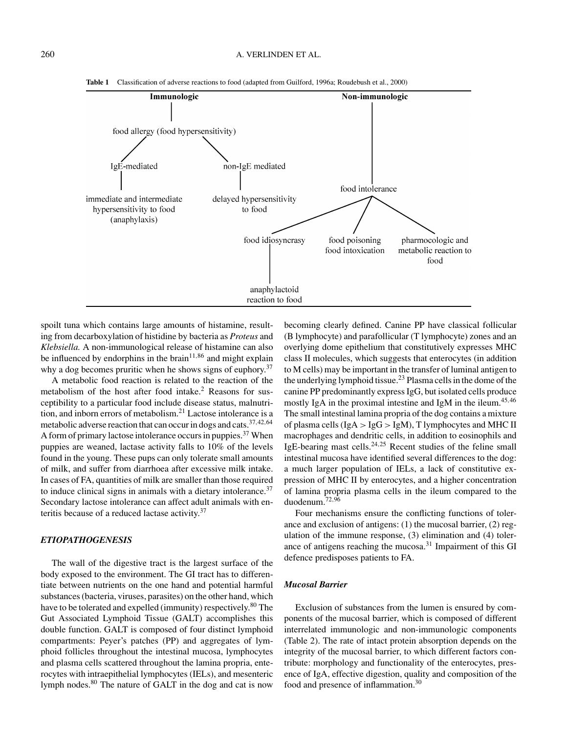**Table 1** Classification of adverse reactions to food (adapted from Guilford, 1996a; Roudebush et al., 2000)

- **Immunologic**
  - food allergy (food hypersensitivity)
    - IgE-mediated
      - immediate and intermediate hypersensitivity to food (anaphylaxis)
    - non-IgE mediated
      - delayed hypersensitivity to food
- **Non-immunologic**
  - food intolerance
    - food idiosyncrasy
      - anaphylactoid reaction to food
    - food poisoning food intoxication
    - pharmocologic and metabolic reaction to food

spoilt tuna which contains large amounts of histamine, resulting from decarboxylation of histidine by bacteria as *Proteus* and *Klebsiella.* A non-immunological release of histamine can also be influenced by endorphins in the brain[11,86] and might explain why a dog becomes pruritic when he shows signs of euphory.[37]

A metabolic food reaction is related to the reaction of the metabolism of the host after food intake.[2] Reasons for susceptibility to a particular food include disease status, malnutrition, and inborn errors of metabolism.[21] Lactose intolerance is a metabolic adverse reaction that can occur in dogs and cats.[37,42,64] A form of primary lactose intolerance occurs in puppies.[37] When puppies are weaned, lactase activity falls to 10% of the levels found in the young. These pups can only tolerate small amounts of milk, and suffer from diarrhoea after excessive milk intake. In cases of FA, quantities of milk are smaller than those required to induce clinical signs in animals with a dietary intolerance.[37] Secondary lactose intolerance can affect adult animals with enteritis because of a reduced lactase activity.[37]

### *ETIOPATHOGENESIS*

The wall of the digestive tract is the largest surface of the body exposed to the environment. The GI tract has to differentiate between nutrients on the one hand and potential harmful substances (bacteria, viruses, parasites) on the other hand, which have to be tolerated and expelled (immunity) respectively.[80] The Gut Associated Lymphoid Tissue (GALT) accomplishes this double function. GALT is composed of four distinct lymphoid compartments: Peyer's patches (PP) and aggregates of lymphoid follicles throughout the intestinal mucosa, lymphocytes and plasma cells scattered throughout the lamina propria, enterocytes with intraepithelial lymphocytes (IELs), and mesenteric lymph nodes.[80] The nature of GALT in the dog and cat is now becoming clearly defined. Canine PP have classical follicular (B lymphocyte) and parafollicular (T lymphocyte) zones and an overlying dome epithelium that constitutively expresses MHC class II molecules, which suggests that enterocytes (in addition to M cells) may be important in the transfer of luminal antigen to the underlying lymphoid tissue.[23] Plasma cells in the dome of the canine PP predominantly express IgG, but isolated cells produce mostly IgA in the proximal intestine and IgM in the ileum.[45,46] The small intestinal lamina propria of the dog contains a mixture of plasma cells (IgA > IgG > IgM), T lymphocytes and MHC II macrophages and dendritic cells, in addition to eosinophils and IgE-bearing mast cells.[24,25] Recent studies of the feline small intestinal mucosa have identified several differences to the dog: a much larger population of IELs, a lack of constitutive expression of MHC II by enterocytes, and a higher concentration of lamina propria plasma cells in the ileum compared to the duodenum.[72,96]

Four mechanisms ensure the conflicting functions of tolerance and exclusion of antigens: (1) the mucosal barrier, (2) regulation of the immune response, (3) elimination and (4) tolerance of antigens reaching the mucosa.[31] Impairment of this GI defence predisposes patients to FA.

#### *Mucosal Barrier*

Exclusion of substances from the lumen is ensured by components of the mucosal barrier, which is composed of different interrelated immunologic and non-immunologic components (Table 2). The rate of intact protein absorption depends on the integrity of the mucosal barrier, to which different factors contribute: morphology and functionality of the enterocytes, presence of IgA, effective digestion, quality and composition of the food and presence of inflammation.[30]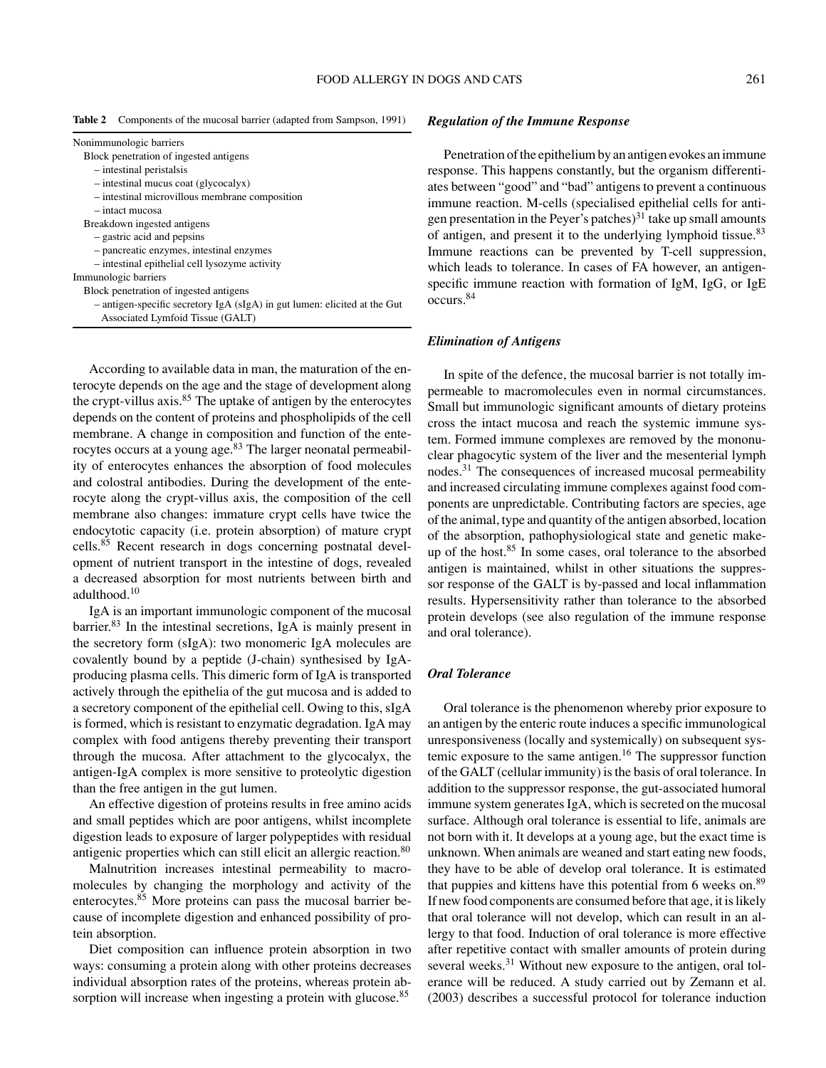**Table 2** Components of the mucosal barrier (adapted from Sampson, 1991)

| |
|---|
| Nonimmunologic barriers |
| Block penetration of ingested antigens |
| – intestinal peristalsis |
| – intestinal mucus coat (glycocalyx) |
| – intestinal microvillous membrane composition |
| – intact mucosa |
| Breakdown ingested antigens |
| – gastric acid and pepsins |
| – pancreatic enzymes, intestinal enzymes |
| – intestinal epithelial cell lysozyme activity |
| Immunologic barriers |
| Block penetration of ingested antigens |
| – antigen-specific secretory IgA (sIgA) in gut lumen: elicited at the Gut Associated Lymfoid Tissue (GALT) |

According to available data in man, the maturation of the enterocyte depends on the age and the stage of development along the crypt-villus axis.[85] The uptake of antigen by the enterocytes depends on the content of proteins and phospholipids of the cell membrane. A change in composition and function of the enterocytes occurs at a young age.[83] The larger neonatal permeability of enterocytes enhances the absorption of food molecules and colostral antibodies. During the development of the enterocyte along the crypt-villus axis, the composition of the cell membrane also changes: immature crypt cells have twice the endocytotic capacity (i.e. protein absorption) of mature crypt cells.[85] Recent research in dogs concerning postnatal development of nutrient transport in the intestine of dogs, revealed a decreased absorption for most nutrients between birth and adulthood.[10]

IgA is an important immunologic component of the mucosal barrier.[83] In the intestinal secretions, IgA is mainly present in the secretory form (sIgA): two monomeric IgA molecules are covalently bound by a peptide (J-chain) synthesised by IgA-producing plasma cells. This dimeric form of IgA is transported actively through the epithelia of the gut mucosa and is added to a secretory component of the epithelial cell. Owing to this, sIgA is formed, which is resistant to enzymatic degradation. IgA may complex with food antigens thereby preventing their transport through the mucosa. After attachment to the glycocalyx, the antigen-IgA complex is more sensitive to proteolytic digestion than the free antigen in the gut lumen.

An effective digestion of proteins results in free amino acids and small peptides which are poor antigens, whilst incomplete digestion leads to exposure of larger polypeptides with residual antigenic properties which can still elicit an allergic reaction.[80]

Malnutrition increases intestinal permeability to macromolecules by changing the morphology and activity of the enterocytes.[85] More proteins can pass the mucosal barrier because of incomplete digestion and enhanced possibility of protein absorption.

Diet composition can influence protein absorption in two ways: consuming a protein along with other proteins decreases individual absorption rates of the proteins, whereas protein absorption will increase when ingesting a protein with glucose.[85]

### *Regulation of the Immune Response*

Penetration of the epithelium by an antigen evokes an immune response. This happens constantly, but the organism differentiates between "good" and "bad" antigens to prevent a continuous immune reaction. M-cells (specialised epithelial cells for antigen presentation in the Peyer's patches)[31] take up small amounts of antigen, and present it to the underlying lymphoid tissue.[83] Immune reactions can be prevented by T-cell suppression, which leads to tolerance. In cases of FA however, an antigen-specific immune reaction with formation of IgM, IgG, or IgE occurs.[84]

### *Elimination of Antigens*

In spite of the defence, the mucosal barrier is not totally impermeable to macromolecules even in normal circumstances. Small but immunologic significant amounts of dietary proteins cross the intact mucosa and reach the systemic immune system. Formed immune complexes are removed by the mononuclear phagocytic system of the liver and the mesenterial lymph nodes.[31] The consequences of increased mucosal permeability and increased circulating immune complexes against food components are unpredictable. Contributing factors are species, age of the animal, type and quantity of the antigen absorbed, location of the absorption, pathophysiological state and genetic make-up of the host.[85] In some cases, oral tolerance to the absorbed antigen is maintained, whilst in other situations the suppressor response of the GALT is by-passed and local inflammation results. Hypersensitivity rather than tolerance to the absorbed protein develops (see also regulation of the immune response and oral tolerance).

### *Oral Tolerance*

Oral tolerance is the phenomenon whereby prior exposure to an antigen by the enteric route induces a specific immunological unresponsiveness (locally and systemically) on subsequent systemic exposure to the same antigen.[16] The suppressor function of the GALT (cellular immunity) is the basis of oral tolerance. In addition to the suppressor response, the gut-associated humoral immune system generates IgA, which is secreted on the mucosal surface. Although oral tolerance is essential to life, animals are not born with it. It develops at a young age, but the exact time is unknown. When animals are weaned and start eating new foods, they have to be able of develop oral tolerance. It is estimated that puppies and kittens have this potential from 6 weeks on.[89] If new food components are consumed before that age, it is likely that oral tolerance will not develop, which can result in an allergy to that food. Induction of oral tolerance is more effective after repetitive contact with smaller amounts of protein during several weeks.[31] Without new exposure to the antigen, oral tolerance will be reduced. A study carried out by Zemann et al. (2003) describes a successful protocol for tolerance induction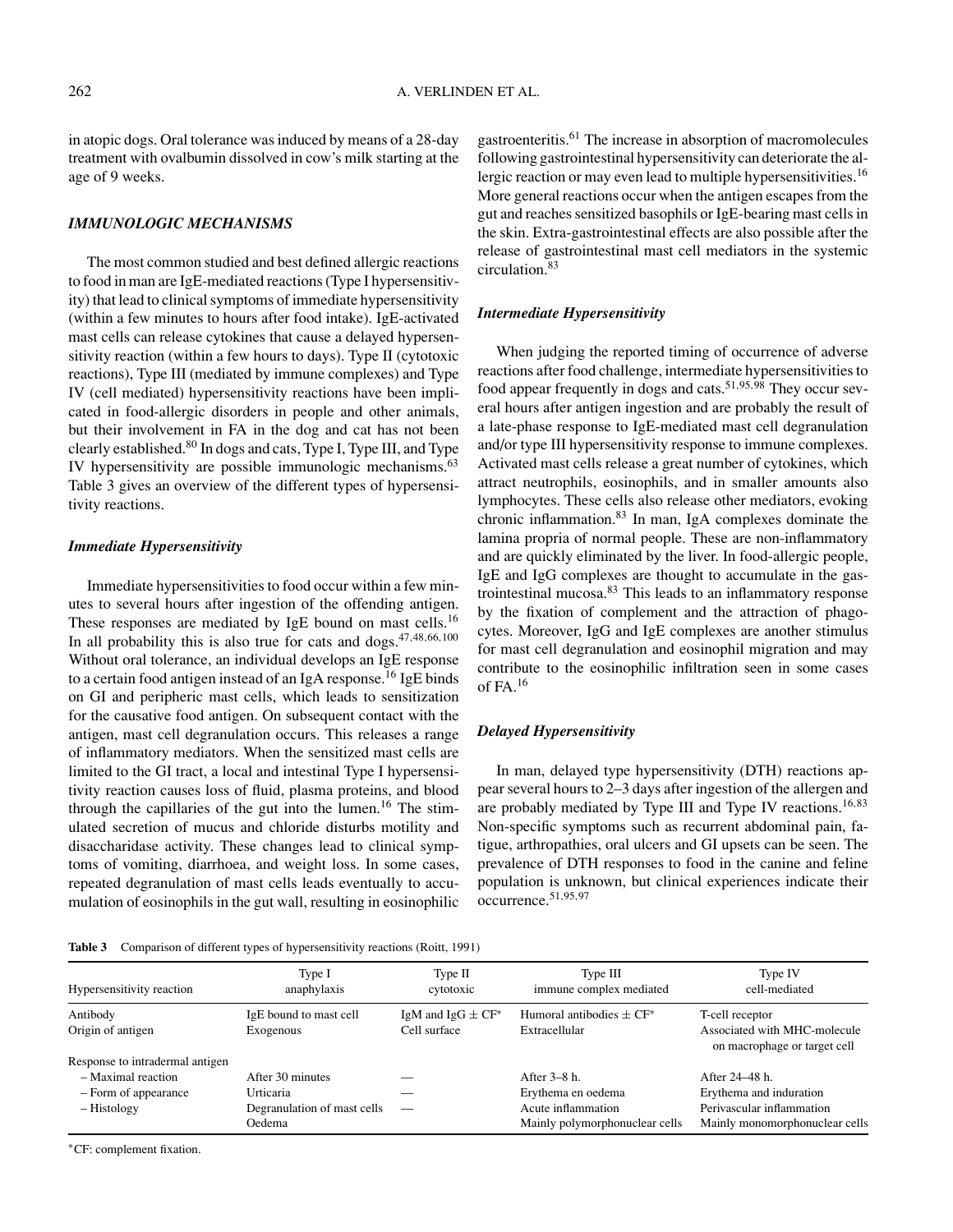in atopic dogs. Oral tolerance was induced by means of a 28-day treatment with ovalbumin dissolved in cow's milk starting at the age of 9 weeks.

### *IMMUNOLOGIC MECHANISMS*

The most common studied and best defined allergic reactions to food in man are IgE-mediated reactions (Type I hypersensitivity) that lead to clinical symptoms of immediate hypersensitivity (within a few minutes to hours after food intake). IgE-activated mast cells can release cytokines that cause a delayed hypersensitivity reaction (within a few hours to days). Type II (cytotoxic reactions), Type III (mediated by immune complexes) and Type IV (cell mediated) hypersensitivity reactions have been implicated in food-allergic disorders in people and other animals, but their involvement in FA in the dog and cat has not been clearly established.[80] In dogs and cats, Type I, Type III, and Type IV hypersensitivity are possible immunologic mechanisms.[63] Table 3 gives an overview of the different types of hypersensitivity reactions.

#### *Immediate Hypersensitivity*

Immediate hypersensitivities to food occur within a few minutes to several hours after ingestion of the offending antigen. These responses are mediated by IgE bound on mast cells.[16] In all probability this is also true for cats and dogs.[47,48,66,100] Without oral tolerance, an individual develops an IgE response to a certain food antigen instead of an IgA response.[16] IgE binds on GI and peripheric mast cells, which leads to sensitization for the causative food antigen. On subsequent contact with the antigen, mast cell degranulation occurs. This releases a range of inflammatory mediators. When the sensitized mast cells are limited to the GI tract, a local and intestinal Type I hypersensitivity reaction causes loss of fluid, plasma proteins, and blood through the capillaries of the gut into the lumen.[16] The stimulated secretion of mucus and chloride disturbs motility and disaccharidase activity. These changes lead to clinical symptoms of vomiting, diarrhoea, and weight loss. In some cases, repeated degranulation of mast cells leads eventually to accumulation of eosinophils in the gut wall, resulting in eosinophilic gastroenteritis.[61] The increase in absorption of macromolecules following gastrointestinal hypersensitivity can deteriorate the allergic reaction or may even lead to multiple hypersensitivities.[16] More general reactions occur when the antigen escapes from the gut and reaches sensitized basophils or IgE-bearing mast cells in the skin. Extra-gastrointestinal effects are also possible after the release of gastrointestinal mast cell mediators in the systemic circulation.[83]

#### *Intermediate Hypersensitivity*

When judging the reported timing of occurrence of adverse reactions after food challenge, intermediate hypersensitivities to food appear frequently in dogs and cats.[51,95,98] They occur several hours after antigen ingestion and are probably the result of a late-phase response to IgE-mediated mast cell degranulation and/or type III hypersensitivity response to immune complexes. Activated mast cells release a great number of cytokines, which attract neutrophils, eosinophils, and in smaller amounts also lymphocytes. These cells also release other mediators, evoking chronic inflammation.[83] In man, IgA complexes dominate the lamina propria of normal people. These are non-inflammatory and are quickly eliminated by the liver. In food-allergic people, IgE and IgG complexes are thought to accumulate in the gastrointestinal mucosa.[83] This leads to an inflammatory response by the fixation of complement and the attraction of phagocytes. Moreover, IgG and IgE complexes are another stimulus for mast cell degranulation and eosinophil migration and may contribute to the eosinophilic infiltration seen in some cases of FA.[16]

#### *Delayed Hypersensitivity*

In man, delayed type hypersensitivity (DTH) reactions appear several hours to 2–3 days after ingestion of the allergen and are probably mediated by Type III and Type IV reactions.[16,83] Non-specific symptoms such as recurrent abdominal pain, fatigue, arthropathies, oral ulcers and GI upsets can be seen. The prevalence of DTH responses to food in the canine and feline population is unknown, but clinical experiences indicate their occurrence.[51,95,97]

**Table 3** Comparison of different types of hypersensitivity reactions (Roitt, 1991)

| Hypersensitivity reaction | Type I anaphylaxis | Type II cytotoxic | Type III immune complex mediated | Type IV cell-mediated |
|---|---|---|---|---|
| Antibody | IgE bound to mast cell | IgM and IgG ± CF* | Humoral antibodies ± CF* | T-cell receptor |
| Origin of antigen | Exogenous | Cell surface | Extracellular | Associated with MHC-molecule on macrophage or target cell |
| Response to intradermal antigen | | | | |
| – Maximal reaction | After 30 minutes | — | After 3–8 h. | After 24–48 h. |
| – Form of appearance | Urticaria | — | Erythema en oedema | Erythema and induration |
| – Histology | Degranulation of mast cells Oedema | — | Acute inflammation Mainly polymorphonuclear cells | Perivascular inflammation Mainly monomorphonuclear cells |

*CF: complement fixation.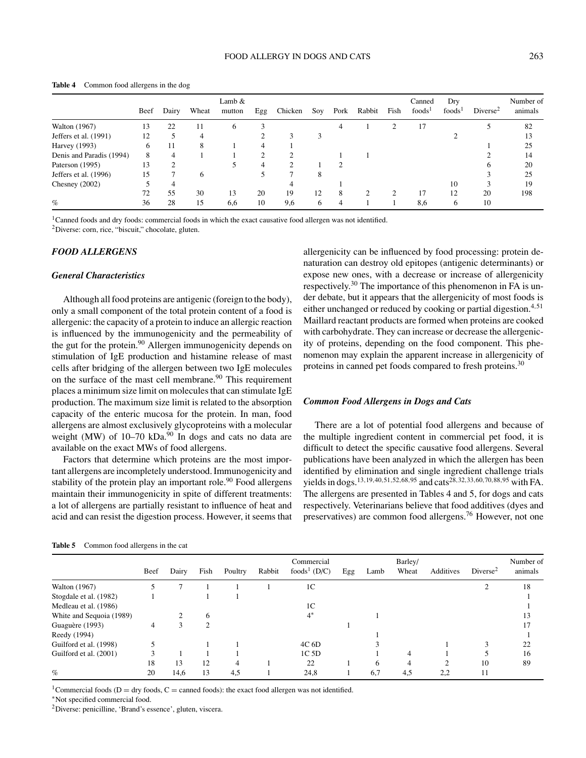**Table 4** Common food allergens in the dog

| | Beef | Dairy | Wheat | Lamb & mutton | Egg | Chicken | Soy | Pork | Rabbit | Fish | Canned foods[1] | Dry foods[1] | Diverse[2] | Number of animals |
|---|---|---|---|---|---|---|---|---|---|---|---|---|---|---|
| Walton (1967) | 13 | 22 | 11 | 6 | 3 | | | 4 | 1 | 2 | 17 | | 5 | 82 |
| Jeffers et al. (1991) | 12 | 5 | 4 | | 2 | 3 | 3 | | | | | 2 | | 13 |
| Harvey (1993) | 6 | 11 | 8 | 1 | 4 | 1 | | | | | | | 1 | 25 |
| Denis and Paradis (1994) | 8 | 4 | 1 | 1 | 2 | 2 | | 1 | 1 | | | | 2 | 14 |
| Paterson (1995) | 13 | 2 | | 5 | 4 | 2 | 1 | 2 | | | | | 6 | 20 |
| Jeffers et al. (1996) | 15 | 7 | 6 | | 5 | 7 | 8 | | | | | | 3 | 25 |
| Chesney (2002) | 5 | 4 | | | | 4 | | 1 | | | | 10 | 3 | 19 |
| | 72 | 55 | 30 | 13 | 20 | 19 | 12 | 8 | 2 | 2 | 17 | 12 | 20 | 198 |
| % | 36 | 28 | 15 | 6,6 | 10 | 9,6 | 6 | 4 | 1 | 1 | 8,6 | 6 | 10 | |

[1]Canned foods and dry foods: commercial foods in which the exact causative food allergen was not identified.
[2]Diverse: corn, rice, "biscuit," chocolate, gluten.

### *FOOD ALLERGENS*

### *General Characteristics*

Although all food proteins are antigenic (foreign to the body), only a small component of the total protein content of a food is allergenic: the capacity of a protein to induce an allergic reaction is influenced by the immunogenicity and the permeability of the gut for the protein.[90] Allergen immunogenicity depends on stimulation of IgE production and histamine release of mast cells after bridging of the allergen between two IgE molecules on the surface of the mast cell membrane.[90] This requirement places a minimum size limit on molecules that can stimulate IgE production. The maximum size limit is related to the absorption capacity of the enteric mucosa for the protein. In man, food allergens are almost exclusively glycoproteins with a molecular weight (MW) of 10–70 kDa.[90] In dogs and cats no data are available on the exact MWs of food allergens.

Factors that determine which proteins are the most important allergens are incompletely understood. Immunogenicity and stability of the protein play an important role.[90] Food allergens maintain their immunogenicity in spite of different treatments: a lot of allergens are partially resistant to influence of heat and acid and can resist the digestion process. However, it seems that allergenicity can be influenced by food processing: protein denaturation can destroy old epitopes (antigenic determinants) or expose new ones, with a decrease or increase of allergenicity respectively.[30] The importance of this phenomenon in FA is under debate, but it appears that the allergenicity of most foods is either unchanged or reduced by cooking or partial digestion.[4,51] Maillard reactant products are formed when proteins are cooked with carbohydrate. They can increase or decrease the allergenicity of proteins, depending on the food component. This phenomenon may explain the apparent increase in allergenicity of proteins in canned pet foods compared to fresh proteins.[30]

### *Common Food Allergens in Dogs and Cats*

There are a lot of potential food allergens and because of the multiple ingredient content in commercial pet food, it is difficult to detect the specific causative food allergens. Several publications have been analyzed in which the allergen has been identified by elimination and single ingredient challenge trials yields in dogs.[13,19,40,51,52,68,95] and cats[28,32,33,60,70,88,95] with FA. The allergens are presented in Tables 4 and 5, for dogs and cats respectively. Veterinarians believe that food additives (dyes and preservatives) are common food allergens.[76] However, not one

**Table 5** Common food allergens in the cat

| | Beef | Dairy | Fish | Poultry | Rabbit | Commercial foods[1] (D/C) | Egg | Lamb | Barley/Wheat | Additives | Diverse[2] | Number of animals |
|---|---|---|---|---|---|---|---|---|---|---|---|---|
| Walton (1967) | 5 | 7 | 1 | 1 | 1 | 1C | | | | | 2 | 18 |
| Stogdale et al. (1982) | 1 | | 1 | 1 | | | | | | | | 1 |
| Medleau et al. (1986) | | | | | | 1C | | | | | | 1 |
| White and Sequoia (1989) | | 2 | 6 | | | 4* | | 1 | | | | 13 |
| Guaguère (1993) | 4 | 3 | 2 | | | | 1 | | | | | 17 |
| Reedy (1994) | | | | | | | | 1 | | | | 1 |
| Guilford et al. (1998) | 5 | | 1 | 1 | | 4C 6D | | 3 | | 1 | 3 | 22 |
| Guilford et al. (2001) | 3 | 1 | 1 | 1 | | 1C 5D | | 1 | 4 | 1 | 5 | 16 |
| | 18 | 13 | 12 | 4 | 1 | 22 | 1 | 6 | 4 | 2 | 10 | 89 |
| % | 20 | 14,6 | 13 | 4,5 | 1 | 24,8 | 1 | 6,7 | 4,5 | 2,2 | 11 | |

[1]Commercial foods (D = dry foods, C = canned foods): the exact food allergen was not identified.
*Not specified commercial food.
[2]Diverse: penicilline, 'Brand's essence', gluten, viscera.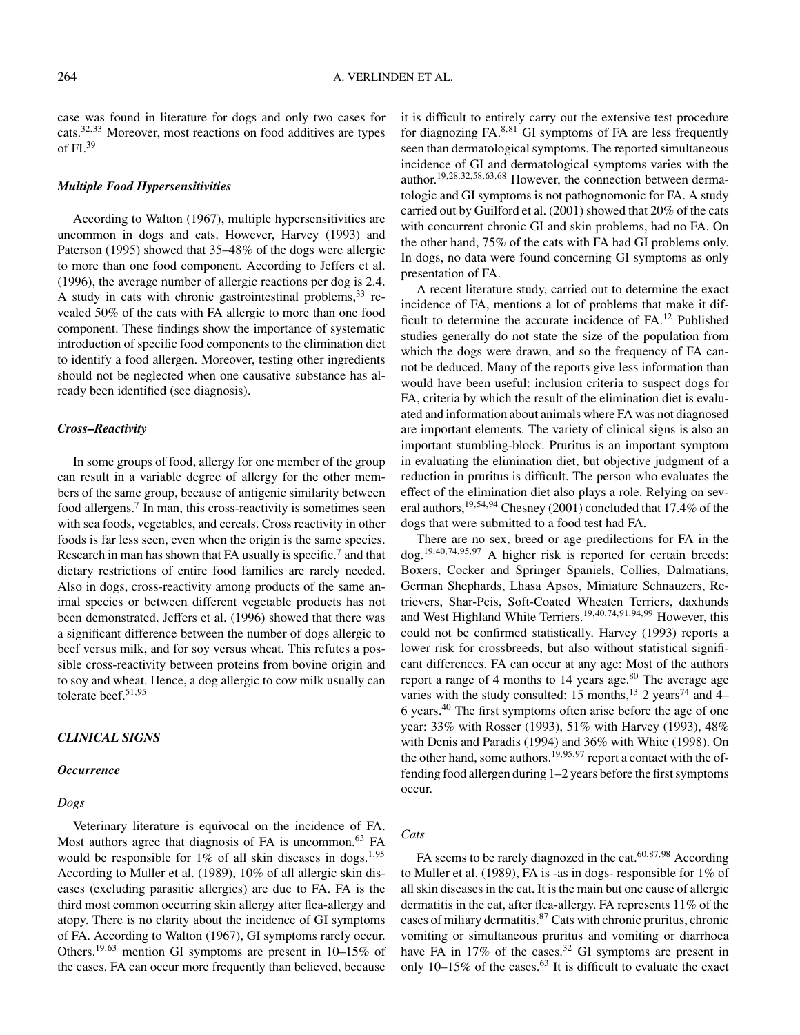case was found in literature for dogs and only two cases for cats.[32,33] Moreover, most reactions on food additives are types of FI.[39]

### *Multiple Food Hypersensitivities*

According to Walton (1967), multiple hypersensitivities are uncommon in dogs and cats. However, Harvey (1993) and Paterson (1995) showed that 35–48% of the dogs were allergic to more than one food component. According to Jeffers et al. (1996), the average number of allergic reactions per dog is 2.4. A study in cats with chronic gastrointestinal problems,[33] revealed 50% of the cats with FA allergic to more than one food component. These findings show the importance of systematic introduction of specific food components to the elimination diet to identify a food allergen. Moreover, testing other ingredients should not be neglected when one causative substance has already been identified (see diagnosis).

### *Cross–Reactivity*

In some groups of food, allergy for one member of the group can result in a variable degree of allergy for the other members of the same group, because of antigenic similarity between food allergens.[7] In man, this cross-reactivity is sometimes seen with sea foods, vegetables, and cereals. Cross reactivity in other foods is far less seen, even when the origin is the same species. Research in man has shown that FA usually is specific.[7] and that dietary restrictions of entire food families are rarely needed. Also in dogs, cross-reactivity among products of the same animal species or between different vegetable products has not been demonstrated. Jeffers et al. (1996) showed that there was a significant difference between the number of dogs allergic to beef versus milk, and for soy versus wheat. This refutes a possible cross-reactivity between proteins from bovine origin and to soy and wheat. Hence, a dog allergic to cow milk usually can tolerate beef.[51,95]

## *CLINICAL SIGNS*

### *Occurrence*

#### *Dogs*

Veterinary literature is equivocal on the incidence of FA. Most authors agree that diagnosis of FA is uncommon.[63] FA would be responsible for 1% of all skin diseases in dogs.[1,95] According to Muller et al. (1989), 10% of all allergic skin diseases (excluding parasitic allergies) are due to FA. FA is the third most common occurring skin allergy after flea-allergy and atopy. There is no clarity about the incidence of GI symptoms of FA. According to Walton (1967), GI symptoms rarely occur. Others.[19,63] mention GI symptoms are present in 10–15% of the cases. FA can occur more frequently than believed, because it is difficult to entirely carry out the extensive test procedure for diagnozing FA.[8,81] GI symptoms of FA are less frequently seen than dermatological symptoms. The reported simultaneous incidence of GI and dermatological symptoms varies with the author.[19,28,32,58,63,68] However, the connection between dermatologic and GI symptoms is not pathognomonic for FA. A study carried out by Guilford et al. (2001) showed that 20% of the cats with concurrent chronic GI and skin problems, had no FA. On the other hand, 75% of the cats with FA had GI problems only. In dogs, no data were found concerning GI symptoms as only presentation of FA.

A recent literature study, carried out to determine the exact incidence of FA, mentions a lot of problems that make it difficult to determine the accurate incidence of FA.[12] Published studies generally do not state the size of the population from which the dogs were drawn, and so the frequency of FA cannot be deduced. Many of the reports give less information than would have been useful: inclusion criteria to suspect dogs for FA, criteria by which the result of the elimination diet is evaluated and information about animals where FA was not diagnosed are important elements. The variety of clinical signs is also an important stumbling-block. Pruritus is an important symptom in evaluating the elimination diet, but objective judgment of a reduction in pruritus is difficult. The person who evaluates the effect of the elimination diet also plays a role. Relying on several authors,[19,54,94] Chesney (2001) concluded that 17.4% of the dogs that were submitted to a food test had FA.

There are no sex, breed or age predilections for FA in the dog.[19,40,74,95,97] A higher risk is reported for certain breeds: Boxers, Cocker and Springer Spaniels, Collies, Dalmatians, German Shephards, Lhasa Apsos, Miniature Schnauzers, Retrievers, Shar-Peis, Soft-Coated Wheaten Terriers, daxhunds and West Highland White Terriers.[19,40,74,91,94,99] However, this could not be confirmed statistically. Harvey (1993) reports a lower risk for crossbreeds, but also without statistical significant differences. FA can occur at any age: Most of the authors report a range of 4 months to 14 years age.[80] The average age varies with the study consulted: 15 months,[13] 2 years[74] and 4–6 years.[40] The first symptoms often arise before the age of one year: 33% with Rosser (1993), 51% with Harvey (1993), 48% with Denis and Paradis (1994) and 36% with White (1998). On the other hand, some authors.[19,95,97] report a contact with the offending food allergen during 1–2 years before the first symptoms occur.

#### *Cats*

FA seems to be rarely diagnozed in the cat.[60,87,98] According to Muller et al. (1989), FA is -as in dogs- responsible for 1% of all skin diseases in the cat. It is the main but one cause of allergic dermatitis in the cat, after flea-allergy. FA represents 11% of the cases of miliary dermatitis.[87] Cats with chronic pruritus, chronic vomiting or simultaneous pruritus and vomiting or diarrhoea have FA in 17% of the cases.[32] GI symptoms are present in only 10–15% of the cases.[63] It is difficult to evaluate the exact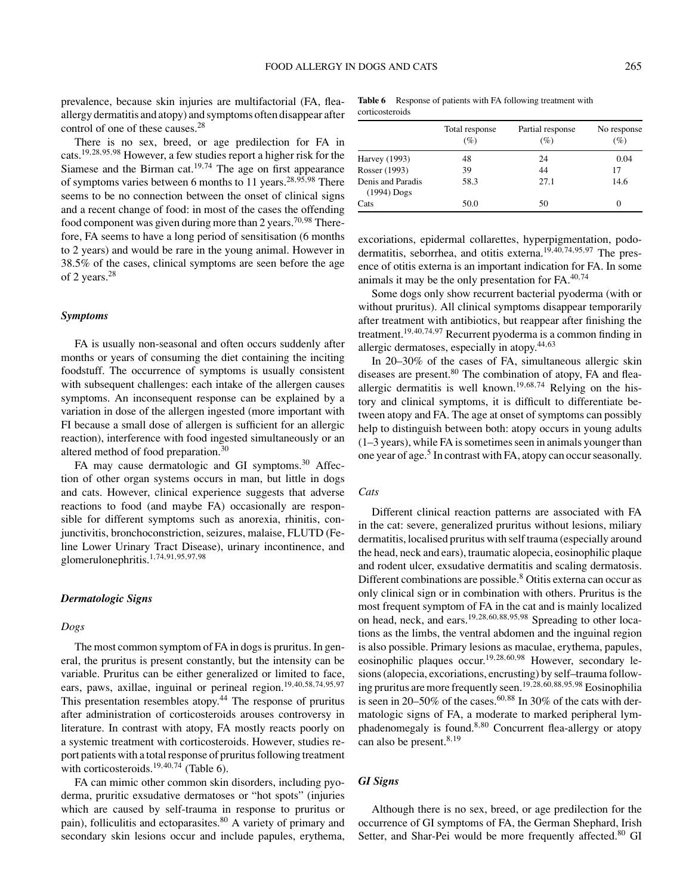prevalence, because skin injuries are multifactorial (FA, flea-allergy dermatitis and atopy) and symptoms often disappear after control of one of these causes.[28]

There is no sex, breed, or age predilection for FA in cats.[19,28,95,98] However, a few studies report a higher risk for the Siamese and the Birman cat.[19,74] The age on first appearance of symptoms varies between 6 months to 11 years.[28,95,98] There seems to be no connection between the onset of clinical signs and a recent change of food: in most of the cases the offending food component was given during more than 2 years.[70,98] Therefore, FA seems to have a long period of sensitisation (6 months to 2 years) and would be rare in the young animal. However in 38.5% of the cases, clinical symptoms are seen before the age of 2 years.[28]

### *Symptoms*

FA is usually non-seasonal and often occurs suddenly after months or years of consuming the diet containing the inciting foodstuff. The occurrence of symptoms is usually consistent with subsequent challenges: each intake of the allergen causes symptoms. An inconsequent response can be explained by a variation in dose of the allergen ingested (more important with FI because a small dose of allergen is sufficient for an allergic reaction), interference with food ingested simultaneously or an altered method of food preparation.[30]

FA may cause dermatologic and GI symptoms.[30] Affection of other organ systems occurs in man, but little in dogs and cats. However, clinical experience suggests that adverse reactions to food (and maybe FA) occasionally are responsible for different symptoms such as anorexia, rhinitis, conjunctivitis, bronchoconstriction, seizures, malaise, FLUTD (Feline Lower Urinary Tract Disease), urinary incontinence, and glomerulonephritis.[1,74,91,95,97,98]

### *Dermatologic Signs*

#### *Dogs*

The most common symptom of FA in dogs is pruritus. In general, the pruritus is present constantly, but the intensity can be variable. Pruritus can be either generalized or limited to face, ears, paws, axillae, inguinal or perineal region.[19,40,58,74,95,97] This presentation resembles atopy.[44] The response of pruritus after administration of corticosteroids arouses controversy in literature. In contrast with atopy, FA mostly reacts poorly on a systemic treatment with corticosteroids. However, studies report patients with a total response of pruritus following treatment with corticosteroids.[19,40,74] (Table 6).

**Table 6** Response of patients with FA following treatment with corticosteroids

| | Total response (%) | Partial response (%) | No response (%) |
|---|---|---|---|
| Harvey (1993) | 48 | 24 | 0.04 |
| Rosser (1993) | 39 | 44 | 17 |
| Denis and Paradis (1994) Dogs | 58.3 | 27.1 | 14.6 |
| Cats | 50.0 | 50 | 0 |

FA can mimic other common skin disorders, including pyoderma, pruritic exsudative dermatoses or "hot spots" (injuries which are caused by self-trauma in response to pruritus or pain), folliculitis and ectoparasites.[80] A variety of primary and secondary skin lesions occur and include papules, erythema, excoriations, epidermal collarettes, hyperpigmentation, pododermatitis, seborrhea, and otitis externa.[19,40,74,95,97] The presence of otitis externa is an important indication for FA. In some animals it may be the only presentation for FA.[40,74]

Some dogs only show recurrent bacterial pyoderma (with or without pruritus). All clinical symptoms disappear temporarily after treatment with antibiotics, but reappear after finishing the treatment.[19,40,74,97] Recurrent pyoderma is a common finding in allergic dermatoses, especially in atopy.[44,63]

In 20–30% of the cases of FA, simultaneous allergic skin diseases are present.[80] The combination of atopy, FA and flea-allergic dermatitis is well known.[19,68,74] Relying on the history and clinical symptoms, it is difficult to differentiate between atopy and FA. The age at onset of symptoms can possibly help to distinguish between both: atopy occurs in young adults (1–3 years), while FA is sometimes seen in animals younger than one year of age.[5] In contrast with FA, atopy can occur seasonally.

#### *Cats*

Different clinical reaction patterns are associated with FA in the cat: severe, generalized pruritus without lesions, miliary dermatitis, localised pruritus with self trauma (especially around the head, neck and ears), traumatic alopecia, eosinophilic plaque and rodent ulcer, exsudative dermatitis and scaling dermatosis. Different combinations are possible.[8] Otitis externa can occur as only clinical sign or in combination with others. Pruritus is the most frequent symptom of FA in the cat and is mainly localized on head, neck, and ears.[19,28,60,88,95,98] Spreading to other locations as the limbs, the ventral abdomen and the inguinal region is also possible. Primary lesions as maculae, erythema, papules, eosinophilic plaques occur.[19,28,60,98] However, secondary lesions (alopecia, excoriations, encrusting) by self–trauma following pruritus are more frequently seen.[19,28,60,88,95,98] Eosinophilia is seen in 20–50% of the cases.[60,88] In 30% of the cats with dermatologic signs of FA, a moderate to marked peripheral lymphadenomegaly is found.[8,80] Concurrent flea-allergy or atopy can also be present.[8,19]

### *GI Signs*

Although there is no sex, breed, or age predilection for the occurrence of GI symptoms of FA, the German Shephard, Irish Setter, and Shar-Pei would be more frequently affected.[80] GI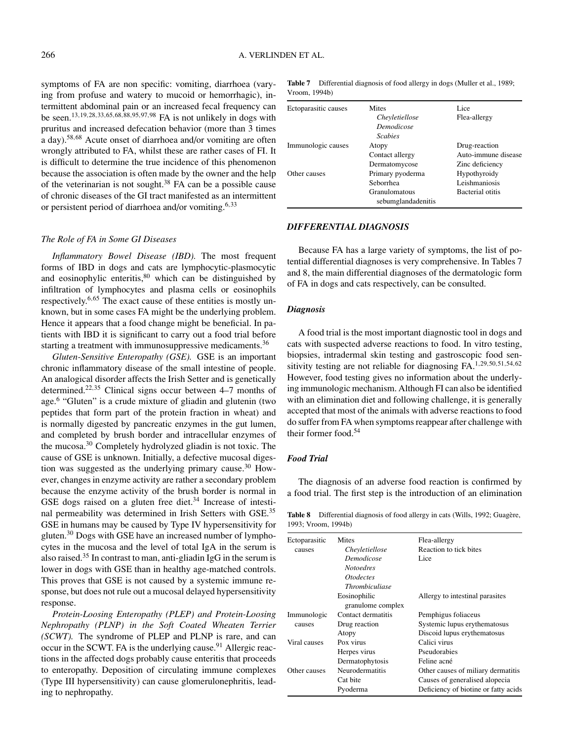symptoms of FA are non specific: vomiting, diarrhoea (varying from profuse and watery to mucoid or hemorrhagic), intermittent abdominal pain or an increased fecal frequency can be seen.[13,19,28,33,65,68,88,95,97,98] FA is not unlikely in dogs with pruritus and increased defecation behavior (more than 3 times a day).[58,68] Acute onset of diarrhoea and/or vomiting are often wrongly attributed to FA, whilst these are rather cases of FI. It is difficult to determine the true incidence of this phenomenon because the association is often made by the owner and the help of the veterinarian is not sought.[38] FA can be a possible cause of chronic diseases of the GI tract manifested as an intermittent or persistent period of diarrhoea and/or vomiting.[6,33]

### *The Role of FA in Some GI Diseases*

*Inflammatory Bowel Disease (IBD).* The most frequent forms of IBD in dogs and cats are lymphocytic-plasmocytic and eosinophylic enteritis,[80] which can be distinguished by infiltration of lymphocytes and plasma cells or eosinophils respectively.[6,65] The exact cause of these entities is mostly unknown, but in some cases FA might be the underlying problem. Hence it appears that a food change might be beneficial. In patients with IBD it is significant to carry out a food trial before starting a treatment with immunosuppressive medicaments.[36]

*Gluten-Sensitive Enteropathy (GSE).* GSE is an important chronic inflammatory disease of the small intestine of people. An analogical disorder affects the Irish Setter and is genetically determined.[22,35] Clinical signs occur between 4–7 months of age.[6] "Gluten" is a crude mixture of gliadin and glutenin (two peptides that form part of the protein fraction in wheat) and is normally digested by pancreatic enzymes in the gut lumen, and completed by brush border and intracellular enzymes of the mucosa.[30] Completely hydrolyzed gliadin is not toxic. The cause of GSE is unknown. Initially, a defective mucosal digestion was suggested as the underlying primary cause.[30] However, changes in enzyme activity are rather a secondary problem because the enzyme activity of the brush border is normal in GSE dogs raised on a gluten free diet.[34] Increase of intestinal permeability was determined in Irish Setters with GSE.[35] GSE in humans may be caused by Type IV hypersensitivity for gluten.[30] Dogs with GSE have an increased number of lymphocytes in the mucosa and the level of total IgA in the serum is also raised.[35] In contrast to man, anti-gliadin IgG in the serum is lower in dogs with GSE than in healthy age-matched controls. This proves that GSE is not caused by a systemic immune response, but does not rule out a mucosal delayed hypersensitivity response.

*Protein-Loosing Enteropathy (PLEP) and Protein-Loosing Nephropathy (PLNP) in the Soft Coated Wheaten Terrier (SCWT).* The syndrome of PLEP and PLNP is rare, and can occur in the SCWT. FA is the underlying cause.[91] Allergic reactions in the affected dogs probably cause enteritis that proceeds to enteropathy. Deposition of circulating immune complexes (Type III hypersensitivity) can cause glomerulonephritis, leading to nephropathy.

**Table 7** Differential diagnosis of food allergy in dogs (Muller et al., 1989; Vroom, 1994b)

| | | |
|---|---|---|
| Ectoparasitic causes | Mites | Lice |
| | *Cheyletiellose* | Flea-allergy |
| | *Demodicose* | |
| | *Scabies* | |
| Immunologic causes | Atopy | Drug-reaction |
| | Contact allergy | Auto-immune disease |
| | Dermatomycose | Zinc deficiency |
| Other causes | Primary pyoderma | Hypothyroidy |
| | Seborrhea | Leishmaniosis |
| | Granulomatous sebumglandadenitis | Bacterial otitis |

## ***DIFFERENTIAL DIAGNOSIS***

Because FA has a large variety of symptoms, the list of potential differential diagnoses is very comprehensive. In Tables 7 and 8, the main differential diagnoses of the dermatologic form of FA in dogs and cats respectively, can be consulted.

### ***Diagnosis***

A food trial is the most important diagnostic tool in dogs and cats with suspected adverse reactions to food. In vitro testing, biopsies, intradermal skin testing and gastroscopic food sensitivity testing are not reliable for diagnosing FA.[1,29,50,51,54,62] However, food testing gives no information about the underlying immunologic mechanism. Although FI can also be identified with an elimination diet and following challenge, it is generally accepted that most of the animals with adverse reactions to food do suffer from FA when symptoms reappear after challenge with their former food.[54]

### ***Food Trial***

The diagnosis of an adverse food reaction is confirmed by a food trial. The first step is the introduction of an elimination

**Table 8** Differential diagnosis of food allergy in cats (Wills, 1992; Guagère, 1993; Vroom, 1994b)

| | | |
|---|---|---|
| Ectoparasitic causes | Mites | Flea-allergy |
| | *Cheyletiellose* | Reaction to tick bites |
| | *Demodicose* | Lice |
| | *Notoedres* | |
| | *Otodectes* | |
| | *Thrombiculiase* | |
| | Eosinophilic granulome complex | Allergy to intestinal parasites |
| Immunologic causes | Contact dermatitis | Pemphigus foliaceus |
| | Drug reaction | Systemic lupus erythematosus |
| | Atopy | Discoid lupus erythematosus |
| Viral causes | Pox virus | Calici virus |
| | Herpes virus | Pseudorabies |
| | Dermatophytosis | Feline acné |
| Other causes | Neurodermatitis | Other causes of miliary dermatitis |
| | Cat bite | Causes of generalised alopecia |
| | Pyoderma | Deficiency of biotine or fatty acids |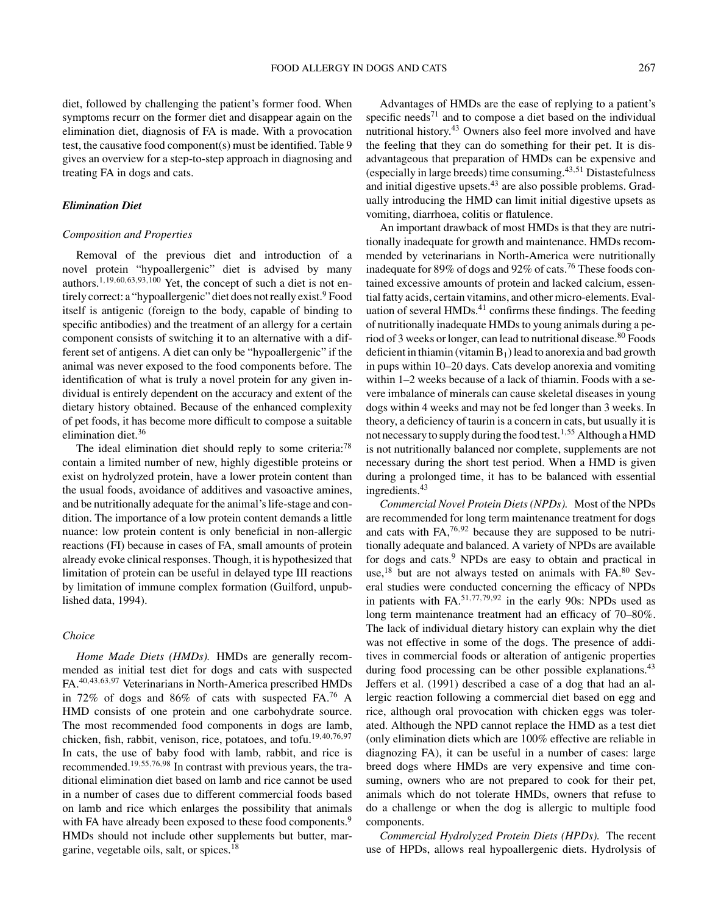diet, followed by challenging the patient's former food. When symptoms recurr on the former diet and disappear again on the elimination diet, diagnosis of FA is made. With a provocation test, the causative food component(s) must be identified. Table 9 gives an overview for a step-to-step approach in diagnosing and treating FA in dogs and cats.

### *Elimination Diet*

#### *Composition and Properties*

Removal of the previous diet and introduction of a novel protein "hypoallergenic" diet is advised by many authors.[1,19,60,63,93,100] Yet, the concept of such a diet is not entirely correct: a "hypoallergenic" diet does not really exist.[9] Food itself is antigenic (foreign to the body, capable of binding to specific antibodies) and the treatment of an allergy for a certain component consists of switching it to an alternative with a different set of antigens. A diet can only be "hypoallergenic" if the animal was never exposed to the food components before. The identification of what is truly a novel protein for any given individual is entirely dependent on the accuracy and extent of the dietary history obtained. Because of the enhanced complexity of pet foods, it has become more difficult to compose a suitable elimination diet.[36]

The ideal elimination diet should reply to some criteria:[78] contain a limited number of new, highly digestible proteins or exist on hydrolyzed protein, have a lower protein content than the usual foods, avoidance of additives and vasoactive amines, and be nutritionally adequate for the animal's life-stage and condition. The importance of a low protein content demands a little nuance: low protein content is only beneficial in non-allergic reactions (FI) because in cases of FA, small amounts of protein already evoke clinical responses. Though, it is hypothesized that limitation of protein can be useful in delayed type III reactions by limitation of immune complex formation (Guilford, unpublished data, 1994).

#### *Choice*

*Home Made Diets (HMDs).* HMDs are generally recommended as initial test diet for dogs and cats with suspected FA.[40,43,63,97] Veterinarians in North-America prescribed HMDs in 72% of dogs and 86% of cats with suspected FA.[76] A HMD consists of one protein and one carbohydrate source. The most recommended food components in dogs are lamb, chicken, fish, rabbit, venison, rice, potatoes, and tofu.[19,40,76,97] In cats, the use of baby food with lamb, rabbit, and rice is recommended.[19,55,76,98] In contrast with previous years, the traditional elimination diet based on lamb and rice cannot be used in a number of cases due to different commercial foods based on lamb and rice which enlarges the possibility that animals with FA have already been exposed to these food components.[9] HMDs should not include other supplements but butter, margarine, vegetable oils, salt, or spices.[18]

Advantages of HMDs are the ease of replying to a patient's specific needs[71] and to compose a diet based on the individual nutritional history.[43] Owners also feel more involved and have the feeling that they can do something for their pet. It is disadvantageous that preparation of HMDs can be expensive and (especially in large breeds) time consuming.[43,51] Distastefulness and initial digestive upsets.[43] are also possible problems. Gradually introducing the HMD can limit initial digestive upsets as vomiting, diarrhoea, colitis or flatulence.

An important drawback of most HMDs is that they are nutritionally inadequate for growth and maintenance. HMDs recommended by veterinarians in North-America were nutritionally inadequate for 89% of dogs and 92% of cats.[76] These foods contained excessive amounts of protein and lacked calcium, essential fatty acids, certain vitamins, and other micro-elements. Evaluation of several HMDs.[41] confirms these findings. The feeding of nutritionally inadequate HMDs to young animals during a period of 3 weeks or longer, can lead to nutritional disease.[80] Foods deficient in thiamin (vitamin $B_1$) lead to anorexia and bad growth in pups within 10–20 days. Cats develop anorexia and vomiting within 1–2 weeks because of a lack of thiamin. Foods with a severe imbalance of minerals can cause skeletal diseases in young dogs within 4 weeks and may not be fed longer than 3 weeks. In theory, a deficiency of taurin is a concern in cats, but usually it is not necessary to supply during the food test.[1,55] Although a HMD is not nutritionally balanced nor complete, supplements are not necessary during the short test period. When a HMD is given during a prolonged time, it has to be balanced with essential ingredients.[43]

*Commercial Novel Protein Diets (NPDs).* Most of the NPDs are recommended for long term maintenance treatment for dogs and cats with FA,[76,92] because they are supposed to be nutritionally adequate and balanced. A variety of NPDs are available for dogs and cats.[9] NPDs are easy to obtain and practical in use,[18] but are not always tested on animals with FA.[80] Several studies were conducted concerning the efficacy of NPDs in patients with FA.[51,77,79,92] in the early 90s: NPDs used as long term maintenance treatment had an efficacy of 70–80%. The lack of individual dietary history can explain why the diet was not effective in some of the dogs. The presence of additives in commercial foods or alteration of antigenic properties during food processing can be other possible explanations.[43] Jeffers et al. (1991) described a case of a dog that had an allergic reaction following a commercial diet based on egg and rice, although oral provocation with chicken eggs was tolerated. Although the NPD cannot replace the HMD as a test diet (only elimination diets which are 100% effective are reliable in diagnozing FA), it can be useful in a number of cases: large breed dogs where HMDs are very expensive and time consuming, owners who are not prepared to cook for their pet, animals which do not tolerate HMDs, owners that refuse to do a challenge or when the dog is allergic to multiple food components.

*Commercial Hydrolyzed Protein Diets (HPDs).* The recent use of HPDs, allows real hypoallergenic diets. Hydrolysis of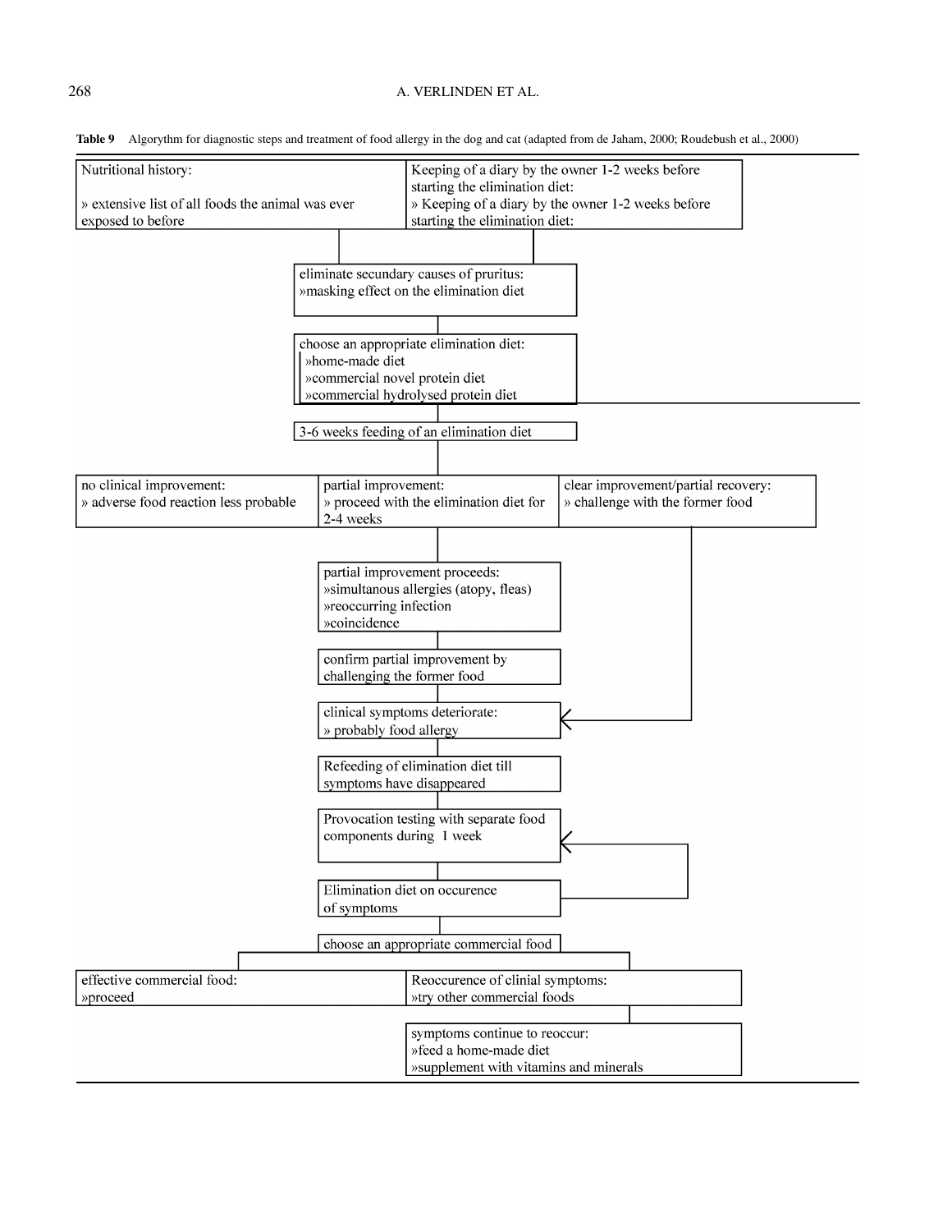**Table 9** Algorythm for diagnostic steps and treatment of food allergy in the dog and cat (adapted from de Jaham, 2000; Roudebush et al., 2000)

Nutritional history:

» extensive list of all foods the animal was ever exposed to before

Keeping of a diary by the owner 1-2 weeks before starting the elimination diet:
» Keeping of a diary by the owner 1-2 weeks before starting the elimination diet:

↓

eliminate secundary causes of pruritus:
»masking effect on the elimination diet

↓

choose an appropriate elimination diet:
»home-made diet
»commercial novel protein diet
»commercial hydrolysed protein diet

↓

3-6 weeks feeding of an elimination diet

↓

| no clinical improvement: | partial improvement: | clear improvement/partial recovery: |
|---|---|---|
| » adverse food reaction less probable | » proceed with the elimination diet for 2-4 weeks | » challenge with the former food |

Partial improvement branch:

partial improvement proceeds:
»simultanous allergies (atopy, fleas)
»reoccurring infection
»coincidence

↓

confirm partial improvement by challenging the former food

↓

clinical symptoms deteriorate: (also reached from "clear improvement/partial recovery: » challenge with the former food")
» probably food allergy

↓

Refeeding of elimination diet till symptoms have disappeared

↓

Provocation testing with separate food components during 1 week

↓

Elimination diet on occurence of symptoms (→ back to provocation testing with separate food components during 1 week)

↓

choose an appropriate commercial food

↓

| effective commercial food: | Reoccurence of clinial symptoms: |
|---|---|
| »proceed | »try other commercial foods |

↓ (from "Reoccurence of clinial symptoms")

symptoms continue to reoccur:
»feed a home-made diet
»supplement with vitamins and minerals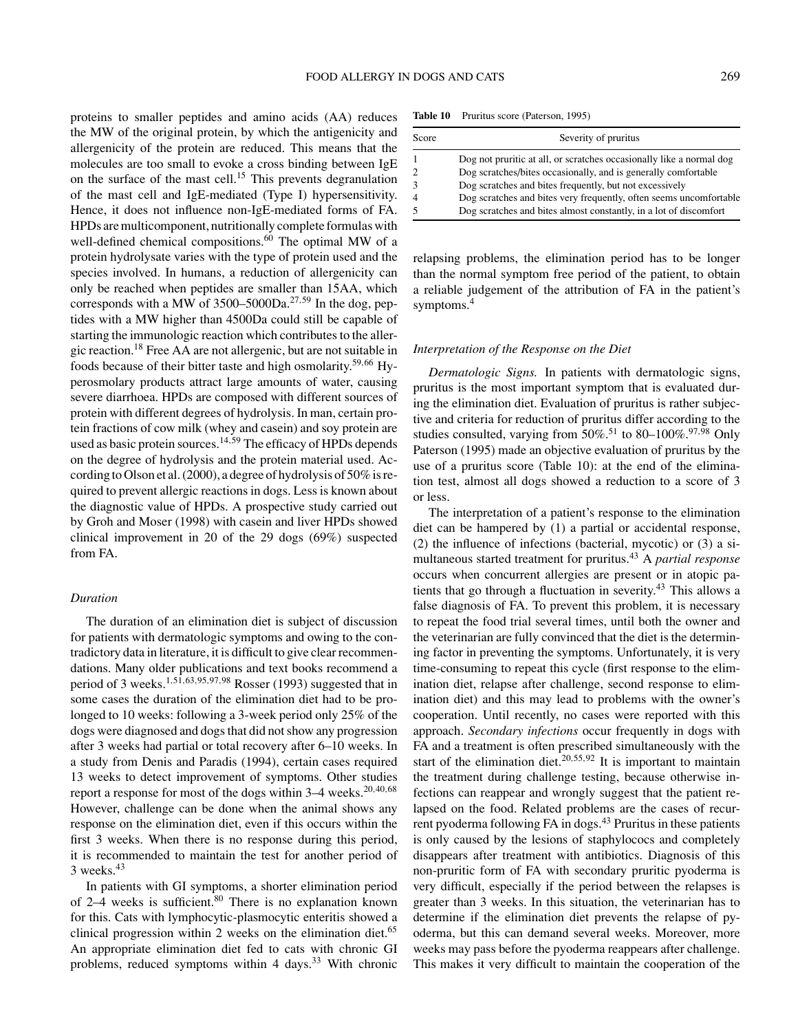proteins to smaller peptides and amino acids (AA) reduces the MW of the original protein, by which the antigenicity and allergenicity of the protein are reduced. This means that the molecules are too small to evoke a cross binding between IgE on the surface of the mast cell.[15] This prevents degranulation of the mast cell and IgE-mediated (Type I) hypersensitivity. Hence, it does not influence non-IgE-mediated forms of FA. HPDs are multicomponent, nutritionally complete formulas with well-defined chemical compositions.[60] The optimal MW of a protein hydrolysate varies with the type of protein used and the species involved. In humans, a reduction of allergenicity can only be reached when peptides are smaller than 15AA, which corresponds with a MW of 3500–5000Da.[27,59] In the dog, peptides with a MW higher than 4500Da could still be capable of starting the immunologic reaction which contributes to the allergic reaction.[18] Free AA are not allergenic, but are not suitable in foods because of their bitter taste and high osmolarity.[59,66] Hyperosmolary products attract large amounts of water, causing severe diarrhoea. HPDs are composed with different sources of protein with different degrees of hydrolysis. In man, certain protein fractions of cow milk (whey and casein) and soy protein are used as basic protein sources.[14,59] The efficacy of HPDs depends on the degree of hydrolysis and the protein material used. According to Olson et al. (2000), a degree of hydrolysis of 50% is required to prevent allergic reactions in dogs. Less is known about the diagnostic value of HPDs. A prospective study carried out by Groh and Moser (1998) with casein and liver HPDs showed clinical improvement in 20 of the 29 dogs (69%) suspected from FA.

### Duration

The duration of an elimination diet is subject of discussion for patients with dermatologic symptoms and owing to the contradictory data in literature, it is difficult to give clear recommendations. Many older publications and text books recommend a period of 3 weeks.[1,51,63,95,97,98] Rosser (1993) suggested that in some cases the duration of the elimination diet had to be prolonged to 10 weeks: following a 3-week period only 25% of the dogs were diagnosed and dogs that did not show any progression after 3 weeks had partial or total recovery after 6–10 weeks. In a study from Denis and Paradis (1994), certain cases required 13 weeks to detect improvement of symptoms. Other studies report a response for most of the dogs within 3–4 weeks.[20,40,68] However, challenge can be done when the animal shows any response on the elimination diet, even if this occurs within the first 3 weeks. When there is no response during this period, it is recommended to maintain the test for another period of 3 weeks.[43]

In patients with GI symptoms, a shorter elimination period of 2–4 weeks is sufficient.[80] There is no explanation known for this. Cats with lymphocytic-plasmocytic enteritis showed a clinical progression within 2 weeks on the elimination diet.[65] An appropriate elimination diet fed to cats with chronic GI problems, reduced symptoms within 4 days.[33] With chronic relapsing problems, the elimination period has to be longer than the normal symptom free period of the patient, to obtain a reliable judgement of the attribution of FA in the patient's symptoms.[4]

**Table 10** Pruritus score (Paterson, 1995)

| Score | Severity of pruritus |
|---|---|
| 1 | Dog not pruritic at all, or scratches occasionally like a normal dog |
| 2 | Dog scratches/bites occasionally, and is generally comfortable |
| 3 | Dog scratches and bites frequently, but not excessively |
| 4 | Dog scratches and bites very frequently, often seems uncomfortable |
| 5 | Dog scratches and bites almost constantly, in a lot of discomfort |

### Interpretation of the Response on the Diet

*Dermatologic Signs.* In patients with dermatologic signs, pruritus is the most important symptom that is evaluated during the elimination diet. Evaluation of pruritus is rather subjective and criteria for reduction of pruritus differ according to the studies consulted, varying from 50%.[51] to 80–100%.[97,98] Only Paterson (1995) made an objective evaluation of pruritus by the use of a pruritus score (Table 10): at the end of the elimination test, almost all dogs showed a reduction to a score of 3 or less.

The interpretation of a patient's response to the elimination diet can be hampered by (1) a partial or accidental response, (2) the influence of infections (bacterial, mycotic) or (3) a simultaneous started treatment for pruritus.[43] A *partial response* occurs when concurrent allergies are present or in atopic patients that go through a fluctuation in severity.[43] This allows a false diagnosis of FA. To prevent this problem, it is necessary to repeat the food trial several times, until both the owner and the veterinarian are fully convinced that the diet is the determining factor in preventing the symptoms. Unfortunately, it is very time-consuming to repeat this cycle (first response to the elimination diet, relapse after challenge, second response to elimination diet) and this may lead to problems with the owner's cooperation. Until recently, no cases were reported with this approach. *Secondary infections* occur frequently in dogs with FA and a treatment is often prescribed simultaneously with the start of the elimination diet.[20,55,92] It is important to maintain the treatment during challenge testing, because otherwise infections can reappear and wrongly suggest that the patient relapsed on the food. Related problems are the cases of recurrent pyoderma following FA in dogs.[43] Pruritus in these patients is only caused by the lesions of staphylococs and completely disappears after treatment with antibiotics. Diagnosis of this non-pruritic form of FA with secondary pruritic pyoderma is very difficult, especially if the period between the relapses is greater than 3 weeks. In this situation, the veterinarian has to determine if the elimination diet prevents the relapse of pyoderma, but this can demand several weeks. Moreover, more weeks may pass before the pyoderma reappears after challenge. This makes it very difficult to maintain the cooperation of the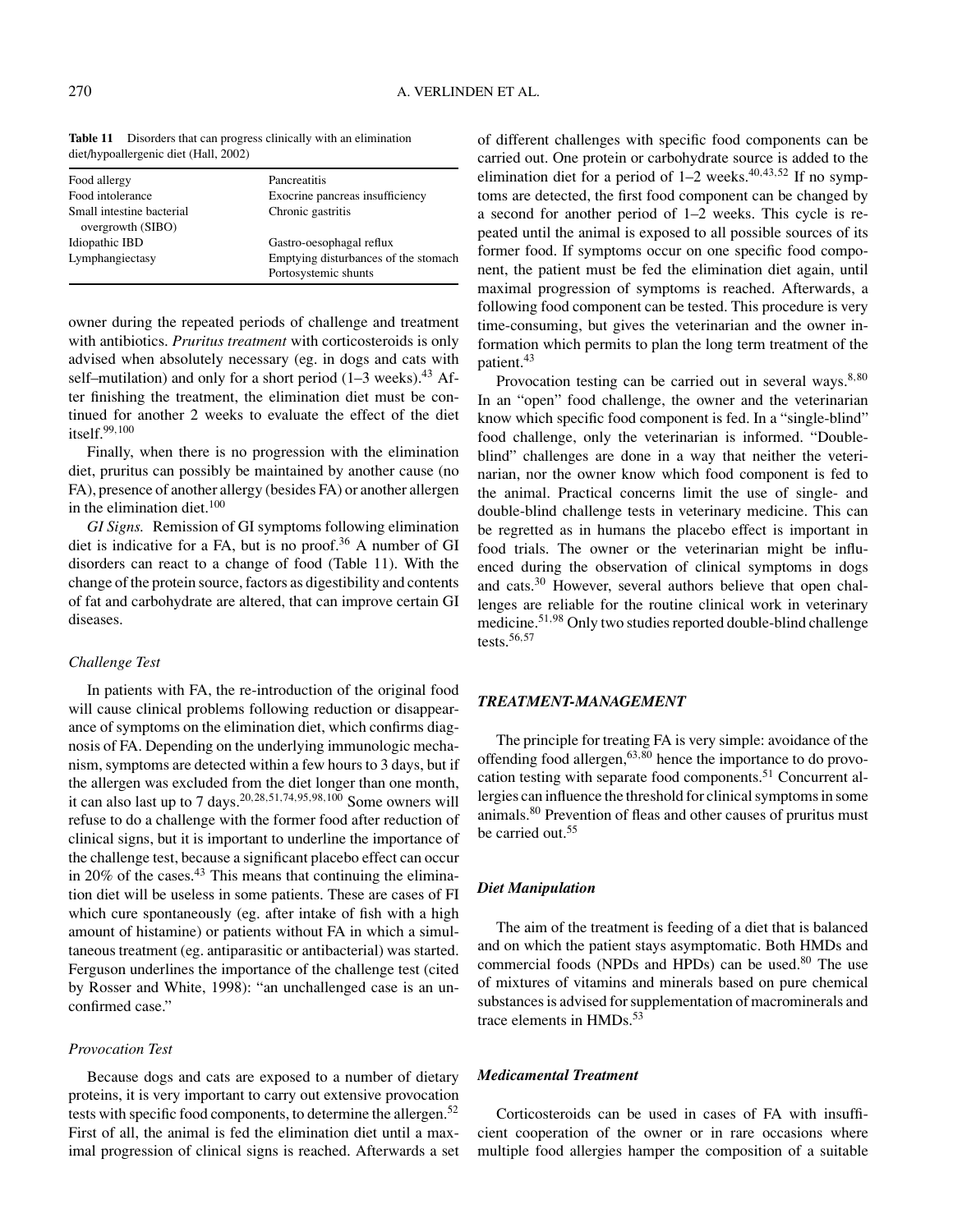**Table 11** Disorders that can progress clinically with an elimination diet/hypoallergenic diet (Hall, 2002)

| | |
|---|---|
| Food allergy | Pancreatitis |
| Food intolerance | Exocrine pancreas insufficiency |
| Small intestine bacterial overgrowth (SIBO) | Chronic gastritis |
| Idiopathic IBD | Gastro-oesophagal reflux |
| Lymphangiectasy | Emptying disturbances of the stomach |
| | Portosystemic shunts |

owner during the repeated periods of challenge and treatment with antibiotics. *Pruritus treatment* with corticosteroids is only advised when absolutely necessary (eg. in dogs and cats with self–mutilation) and only for a short period (1–3 weeks).[43] After finishing the treatment, the elimination diet must be continued for another 2 weeks to evaluate the effect of the diet itself.[99,100]

Finally, when there is no progression with the elimination diet, pruritus can possibly be maintained by another cause (no FA), presence of another allergy (besides FA) or another allergen in the elimination diet.[100]

*GI Signs.* Remission of GI symptoms following elimination diet is indicative for a FA, but is no proof.[36] A number of GI disorders can react to a change of food (Table 11). With the change of the protein source, factors as digestibility and contents of fat and carbohydrate are altered, that can improve certain GI diseases.

### *Challenge Test*

In patients with FA, the re-introduction of the original food will cause clinical problems following reduction or disappearance of symptoms on the elimination diet, which confirms diagnosis of FA. Depending on the underlying immunologic mechanism, symptoms are detected within a few hours to 3 days, but if the allergen was excluded from the diet longer than one month, it can also last up to 7 days.[20,28,51,74,95,98,100] Some owners will refuse to do a challenge with the former food after reduction of clinical signs, but it is important to underline the importance of the challenge test, because a significant placebo effect can occur in 20% of the cases.[43] This means that continuing the elimination diet will be useless in some patients. These are cases of FI which cure spontaneously (eg. after intake of fish with a high amount of histamine) or patients without FA in which a simultaneous treatment (eg. antiparasitic or antibacterial) was started. Ferguson underlines the importance of the challenge test (cited by Rosser and White, 1998): "an unchallenged case is an unconfirmed case."

### *Provocation Test*

Because dogs and cats are exposed to a number of dietary proteins, it is very important to carry out extensive provocation tests with specific food components, to determine the allergen.[52] First of all, the animal is fed the elimination diet until a maximal progression of clinical signs is reached. Afterwards a set of different challenges with specific food components can be carried out. One protein or carbohydrate source is added to the elimination diet for a period of 1–2 weeks.[40,43,52] If no symptoms are detected, the first food component can be changed by a second for another period of 1–2 weeks. This cycle is repeated until the animal is exposed to all possible sources of its former food. If symptoms occur on one specific food component, the patient must be fed the elimination diet again, until maximal progression of symptoms is reached. Afterwards, a following food component can be tested. This procedure is very time-consuming, but gives the veterinarian and the owner information which permits to plan the long term treatment of the patient.[43]

Provocation testing can be carried out in several ways.[8,80] In an "open" food challenge, the owner and the veterinarian know which specific food component is fed. In a "single-blind" food challenge, only the veterinarian is informed. "Double-blind" challenges are done in a way that neither the veterinarian, nor the owner know which food component is fed to the animal. Practical concerns limit the use of single- and double-blind challenge tests in veterinary medicine. This can be regretted as in humans the placebo effect is important in food trials. The owner or the veterinarian might be influenced during the observation of clinical symptoms in dogs and cats.[30] However, several authors believe that open challenges are reliable for the routine clinical work in veterinary medicine.[51,98] Only two studies reported double-blind challenge tests.[56,57]

## ***TREATMENT-MANAGEMENT***

The principle for treating FA is very simple: avoidance of the offending food allergen,[63,80] hence the importance to do provocation testing with separate food components.[51] Concurrent allergies can influence the threshold for clinical symptoms in some animals.[80] Prevention of fleas and other causes of pruritus must be carried out.[55]

### ***Diet Manipulation***

The aim of the treatment is feeding of a diet that is balanced and on which the patient stays asymptomatic. Both HMDs and commercial foods (NPDs and HPDs) can be used.[80] The use of mixtures of vitamins and minerals based on pure chemical substances is advised for supplementation of macrominerals and trace elements in HMDs.[53]

### ***Medicamental Treatment***

Corticosteroids can be used in cases of FA with insufficient cooperation of the owner or in rare occasions where multiple food allergies hamper the composition of a suitable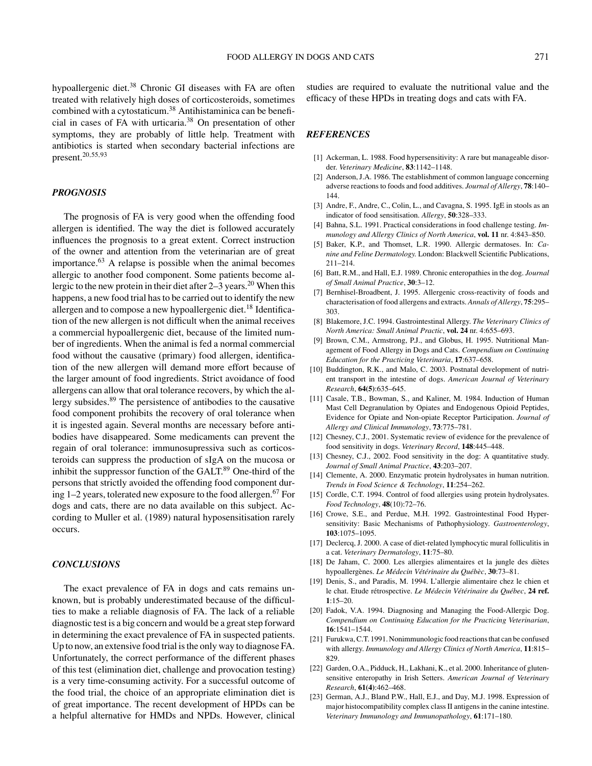hypoallergenic diet.[38] Chronic GI diseases with FA are often treated with relatively high doses of corticosteroids, sometimes combined with a cytostaticum.[38] Antihistaminica can be beneficial in cases of FA with urticaria.[38] On presentation of other symptoms, they are probably of little help. Treatment with antibiotics is started when secondary bacterial infections are present.[20,55,93]

## PROGNOSIS

The prognosis of FA is very good when the offending food allergen is identified. The way the diet is followed accurately influences the prognosis to a great extent. Correct instruction of the owner and attention from the veterinarian are of great importance.[63] A relapse is possible when the animal becomes allergic to another food component. Some patients become allergic to the new protein in their diet after 2–3 years.[20] When this happens, a new food trial has to be carried out to identify the new allergen and to compose a new hypoallergenic diet.[18] Identification of the new allergen is not difficult when the animal receives a commercial hypoallergenic diet, because of the limited number of ingredients. When the animal is fed a normal commercial food without the causative (primary) food allergen, identification of the new allergen will demand more effort because of the larger amount of food ingredients. Strict avoidance of food allergens can allow that oral tolerance recovers, by which the allergy subsides.[89] The persistence of antibodies to the causative food component prohibits the recovery of oral tolerance when it is ingested again. Several months are necessary before antibodies have disappeared. Some medicaments can prevent the regain of oral tolerance: immunosupressiva such as corticosteroids can suppress the production of sIgA on the mucosa or inhibit the suppressor function of the GALT.[89] One-third of the persons that strictly avoided the offending food component during 1–2 years, tolerated new exposure to the food allergen.[67] For dogs and cats, there are no data available on this subject. According to Muller et al. (1989) natural hyposensitisation rarely occurs.

## CONCLUSIONS

The exact prevalence of FA in dogs and cats remains unknown, but is probably underestimated because of the difficulties to make a reliable diagnosis of FA. The lack of a reliable diagnostic test is a big concern and would be a great step forward in determining the exact prevalence of FA in suspected patients. Up to now, an extensive food trial is the only way to diagnose FA. Unfortunately, the correct performance of the different phases of this test (elimination diet, challenge and provocation testing) is a very time-consuming activity. For a successful outcome of the food trial, the choice of an appropriate elimination diet is of great importance. The recent development of HPDs can be a helpful alternative for HMDs and NPDs. However, clinical studies are required to evaluate the nutritional value and the efficacy of these HPDs in treating dogs and cats with FA.

## REFERENCES

[1] Ackerman, L. 1988. Food hypersensitivity: A rare but manageable disorder. *Veterinary Medicine*, **83**:1142–1148.

[2] Anderson, J.A. 1986. The establishment of common language concerning adverse reactions to foods and food additives. *Journal of Allergy*, **78**:140–144.

[3] Andre, F., Andre, C., Colin, L., and Cavagna, S. 1995. IgE in stools as an indicator of food sensitisation. *Allergy*, **50**:328–333.

[4] Bahna, S.L. 1991. Practical considerations in food challenge testing. *Immunology and Allergy Clinics of North America*, **vol. 11** nr. 4:843–850.

[5] Baker, K.P., and Thomset, L.R. 1990. Allergic dermatoses. In: *Canine and Feline Dermatology.* London: Blackwell Scientific Publications, 211–214.

[6] Batt, R.M., and Hall, E.J. 1989. Chronic enteropathies in the dog. *Journal of Small Animal Practice*, **30**:3–12.

[7] Bernhisel-Broadbent, J. 1995. Allergenic cross-reactivity of foods and characterisation of food allergens and extracts. *Annals of Allergy*, **75**:295–303.

[8] Blakemore, J.C. 1994. Gastrointestinal Allergy. *The Veterinary Clinics of North America: Small Animal Practic*, **vol. 24** nr. 4:655–693.

[9] Brown, C.M., Armstrong, P.J., and Globus, H. 1995. Nutritional Management of Food Allergy in Dogs and Cats. *Compendium on Continuing Education for the Practicing Veterinaria*, **17**:637–658.

[10] Buddington, R.K., and Malo, C. 2003. Postnatal development of nutrient transport in the intestine of dogs. *American Journal of Veterinary Research*, **64(5)**:635–645.

[11] Casale, T.B., Bowman, S., and Kaliner, M. 1984. Induction of Human Mast Cell Degranulation by Opiates and Endogenous Opioid Peptides, Evidence for Opiate and Non-opiate Receptor Participation. *Journal of Allergy and Clinical Immunology*, **73**:775–781.

[12] Chesney, C.J., 2001. Systematic review of evidence for the prevalence of food sensitivity in dogs. *Veterinary Record*, **148**:445–448.

[13] Chesney, C.J., 2002. Food sensitivity in the dog: A quantitative study. *Journal of Small Animal Practice*, **43**:203–207.

[14] Clemente, A. 2000. Enzymatic protein hydrolysates in human nutrition. *Trends in Food Science & Technology*, **11**:254–262.

[15] Cordle, C.T. 1994. Control of food allergies using protein hydrolysates. *Food Technology*, **48**(10):72–76.

[16] Crowe, S.E., and Perdue, M.H. 1992. Gastrointestinal Food Hypersensitivity: Basic Mechanisms of Pathophysiology. *Gastroenterology*, **103**:1075–1095.

[17] Declercq, J. 2000. A case of diet-related lymphocytic mural folliculitis in a cat. *Veterinary Dermatology*, **11**:75–80.

[18] De Jaham, C. 2000. Les allergies alimentaires et la jungle des diètes hypoallergènes. *Le Médecin Vétérinaire du Québèc*, **30**:73–81.

[19] Denis, S., and Paradis, M. 1994. L'allergie alimentaire chez le chien et le chat. Etude rétrospective. *Le Médecin Vétérinaire du Québec*, **24 ref. 1**:15–20.

[20] Fadok, V.A. 1994. Diagnosing and Managing the Food-Allergic Dog. *Compendium on Continuing Education for the Practicing Veterinarian*, **16**:1541–1544.

[21] Furukwa, C.T. 1991. Nonimmunologic food reactions that can be confused with allergy. *Immunology and Allergy Clinics of North America*, **11**:815–829.

[22] Garden, O.A., Pidduck, H., Lakhani, K., et al. 2000. Inheritance of gluten-sensitive enteropathy in Irish Setters. *American Journal of Veterinary Research*, **61(4)**:462–468.

[23] German, A.J., Bland P.W., Hall, E.J., and Day, M.J. 1998. Expression of major histocompatibility complex class II antigens in the canine intestine. *Veterinary Immunology and Immunopathology*, **61**:171–180.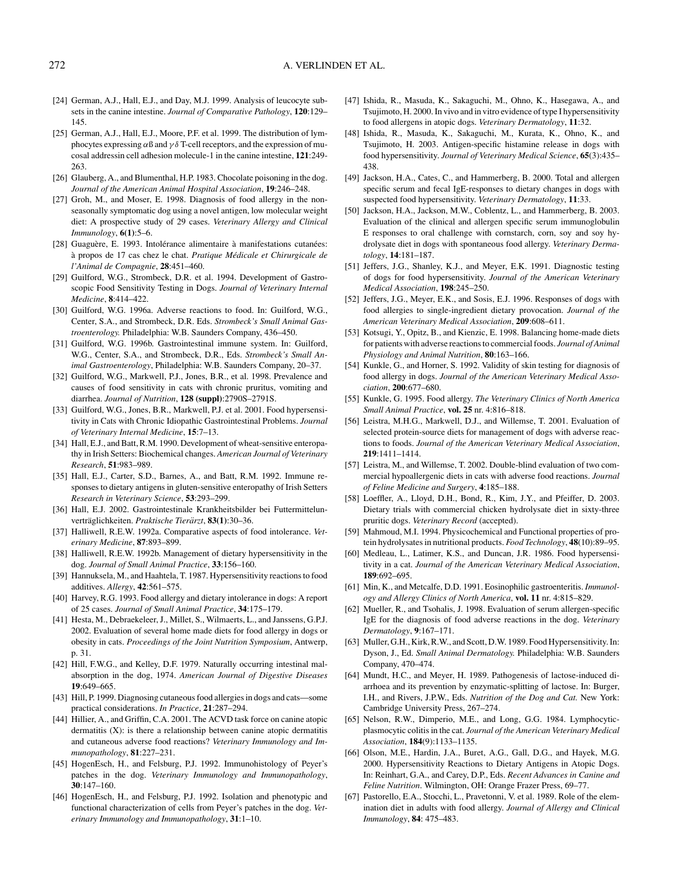[24] German, A.J., Hall, E.J., and Day, M.J. 1999. Analysis of leucocyte subsets in the canine intestine. *Journal of Comparative Pathology*, **120**:129–145.

[25] German, A.J., Hall, E.J., Moore, P.F. et al. 1999. The distribution of lymphocytes expressing $\alpha\beta$ and $\gamma\delta$ T-cell receptors, and the expression of mucosal addressin cell adhesion molecule-1 in the canine intestine, **121**:249-263.

[26] Glauberg, A., and Blumenthal, H.P. 1983. Chocolate poisoning in the dog. *Journal of the American Animal Hospital Association*, **19**:246–248.

[27] Groh, M., and Moser, E. 1998. Diagnosis of food allergy in the non-seasonally symptomatic dog using a novel antigen, low molecular weight diet: A prospective study of 29 cases. *Veterinary Allergy and Clinical Immunology*, **6(1)**:5–6.

[28] Guaguère, E. 1993. Intolérance alimentaire à manifestations cutanées: à propos de 17 cas chez le chat. *Pratique Médicale et Chirurgicale de l'Animal de Compagnie*, **28**:451–460.

[29] Guilford, W.G., Strombeck, D.R. et al. 1994. Development of Gastroscopic Food Sensitivity Testing in Dogs. *Journal of Veterinary Internal Medicine*, **8**:414–422.

[30] Guilford, W.G. 1996a. Adverse reactions to food. In: Guilford, W.G., Center, S.A., and Strombeck, D.R. Eds. *Strombeck's Small Animal Gastroenterology.* Philadelphia: W.B. Saunders Company, 436–450.

[31] Guilford, W.G. 1996b. Gastrointestinal immune system. In: Guilford, W.G., Center, S.A., and Strombeck, D.R., Eds. *Strombeck's Small Animal Gastroenterology*, Philadelphia: W.B. Saunders Company, 20–37.

[32] Guilford, W.G., Markwell, P.J., Jones, B.R., et al. 1998. Prevalence and causes of food sensitivity in cats with chronic pruritus, vomiting and diarrhea. *Journal of Nutrition*, **128 (suppl)**:2790S–2791S.

[33] Guilford, W.G., Jones, B.R., Markwell, P.J. et al. 2001. Food hypersensitivity in Cats with Chronic Idiopathic Gastrointestinal Problems. *Journal of Veterinary Internal Medicine*, **15**:7–13.

[34] Hall, E.J., and Batt, R.M. 1990. Development of wheat-sensitive enteropathy in Irish Setters: Biochemical changes. *American Journal of Veterinary Research*, **51**:983–989.

[35] Hall, E.J., Carter, S.D., Barnes, A., and Batt, R.M. 1992. Immune responses to dietary antigens in gluten-sensitive enteropathy of Irish Setters *Research in Veterinary Science*, **53**:293–299.

[36] Hall, E.J. 2002. Gastrointestinale Krankheitsbilder bei Futtermittelunverträglichkeiten. *Praktische Tierärzt*, **83(1)**:30–36.

[37] Halliwell, R.E.W. 1992a. Comparative aspects of food intolerance. *Veterinary Medicine*, **87**:893–899.

[38] Halliwell, R.E.W. 1992b. Management of dietary hypersensitivity in the dog. *Journal of Small Animal Practice*, **33**:156–160.

[39] Hannuksela, M., and Haahtela, T. 1987. Hypersensitivity reactions to food additives. *Allergy*, **42**:561–575.

[40] Harvey, R.G. 1993. Food allergy and dietary intolerance in dogs: A report of 25 cases. *Journal of Small Animal Practice*, **34**:175–179.

[41] Hesta, M., Debraekeleer, J., Millet, S., Wilmaerts, L., and Janssens, G.P.J. 2002. Evaluation of several home made diets for food allergy in dogs or obesity in cats. *Proceedings of the Joint Nutrition Symposium*, Antwerp, p. 31.

[42] Hill, F.W.G., and Kelley, D.F. 1979. Naturally occurring intestinal malabsorption in the dog, 1974. *American Journal of Digestive Diseases* **19**:649–665.

[43] Hill, P. 1999. Diagnosing cutaneous food allergies in dogs and cats—some practical considerations. *In Practice*, **21**:287–294.

[44] Hillier, A., and Griffin, C.A. 2001. The ACVD task force on canine atopic dermatitis (X): is there a relationship between canine atopic dermatitis and cutaneous adverse food reactions? *Veterinary Immunology and Immunopathology*, **81**:227–231.

[45] HogenEsch, H., and Felsburg, P.J. 1992. Immunohistology of Peyer's patches in the dog. *Veterinary Immunology and Immunopathology*, **30**:147–160.

[46] HogenEsch, H., and Felsburg, P.J. 1992. Isolation and phenotypic and functional characterization of cells from Peyer's patches in the dog. *Veterinary Immunology and Immunopathology*, **31**:1–10.

[47] Ishida, R., Masuda, K., Sakaguchi, M., Ohno, K., Hasegawa, A., and Tsujimoto, H. 2000. In vivo and in vitro evidence of type I hypersensitivity to food allergens in atopic dogs. *Veterinary Dermatology*, **11**:32.

[48] Ishida, R., Masuda, K., Sakaguchi, M., Kurata, K., Ohno, K., and Tsujimoto, H. 2003. Antigen-specific histamine release in dogs with food hypersensitivity. *Journal of Veterinary Medical Science*, **65**(3):435–438.

[49] Jackson, H.A., Cates, C., and Hammerberg, B. 2000. Total and allergen specific serum and fecal IgE-responses to dietary changes in dogs with suspected food hypersensitivity. *Veterinary Dermatology*, **11**:33.

[50] Jackson, H.A., Jackson, M.W., Coblentz, L., and Hammerberg, B. 2003. Evaluation of the clinical and allergen specific serum immunoglobulin E responses to oral challenge with cornstarch, corn, soy and soy hydrolysate diet in dogs with spontaneous food allergy. *Veterinary Dermatology*, **14**:181–187.

[51] Jeffers, J.G., Shanley, K.J., and Meyer, E.K. 1991. Diagnostic testing of dogs for food hypersensitivity. *Journal of the American Veterinary Medical Association*, **198**:245–250.

[52] Jeffers, J.G., Meyer, E.K., and Sosis, E.J. 1996. Responses of dogs with food allergies to single-ingredient dietary provocation. *Journal of the American Veterinary Medical Association*, **209**:608–611.

[53] Kotsugi, Y., Opitz, B., and Kienzic, E. 1998. Balancing home-made diets for patients with adverse reactions to commercial foods. *Journal of Animal Physiology and Animal Nutrition*, **80**:163–166.

[54] Kunkle, G., and Horner, S. 1992. Validity of skin testing for diagnosis of food allergy in dogs. *Journal of the American Veterinary Medical Association*, **200**:677–680.

[55] Kunkle, G. 1995. Food allergy. *The Veterinary Clinics of North America Small Animal Practice*, **vol. 25** nr. 4:816–818.

[56] Leistra, M.H.G., Markwell, D.J., and Willemse, T. 2001. Evaluation of selected protein-source diets for management of dogs with adverse reactions to foods. *Journal of the American Veterinary Medical Association*, **219**:1411–1414.

[57] Leistra, M., and Willemse, T. 2002. Double-blind evaluation of two commercial hypoallergenic diets in cats with adverse food reactions. *Journal of Feline Medicine and Surgery*, **4**:185–188.

[58] Loeffler, A., Lloyd, D.H., Bond, R., Kim, J.Y., and Pfeiffer, D. 2003. Dietary trials with commercial chicken hydrolysate diet in sixty-three pruritic dogs. *Veterinary Record* (accepted).

[59] Mahmoud, M.I. 1994. Physicochemical and Functional properties of protein hydrolysates in nutritional products. *Food Technology*, **48**(10):89–95.

[60] Medleau, L., Latimer, K.S., and Duncan, J.R. 1986. Food hypersensitivity in a cat. *Journal of the American Veterinary Medical Association*, **189**:692–695.

[61] Min, K., and Metcalfe, D.D. 1991. Eosinophilic gastroenteritis. *Immunology and Allergy Clinics of North America*, **vol. 11** nr. 4:815–829.

[62] Mueller, R., and Tsohalis, J. 1998. Evaluation of serum allergen-specific IgE for the diagnosis of food adverse reactions in the dog. *Veterinary Dermatology*, **9**:167–171.

[63] Muller, G.H., Kirk, R.W., and Scott, D.W. 1989. Food Hypersensitivity. In: Dyson, J., Ed. *Small Animal Dermatology.* Philadelphia: W.B. Saunders Company, 470–474.

[64] Mundt, H.C., and Meyer, H. 1989. Pathogenesis of lactose-induced diarrhoea and its prevention by enzymatic-splitting of lactose. In: Burger, I.H., and Rivers, J.P.W., Eds. *Nutrition of the Dog and Cat.* New York: Cambridge University Press, 267–274.

[65] Nelson, R.W., Dimperio, M.E., and Long, G.G. 1984. Lymphocytic-plasmocytic colitis in the cat. *Journal of the American Veterinary Medical Association*, **184**(9):1133–1135.

[66] Olson, M.E., Hardin, J.A., Buret, A.G., Gall, D.G., and Hayek, M.G. 2000. Hypersensitivity Reactions to Dietary Antigens in Atopic Dogs. In: Reinhart, G.A., and Carey, D.P., Eds. *Recent Advances in Canine and Feline Nutrition*. Wilmington, OH: Orange Frazer Press, 69–77.

[67] Pastorello, E.A., Stocchi, L., Pravetonni, V. et al. 1989. Role of the elemination diet in adults with food allergy. *Journal of Allergy and Clinical Immunology*, **84**: 475–483.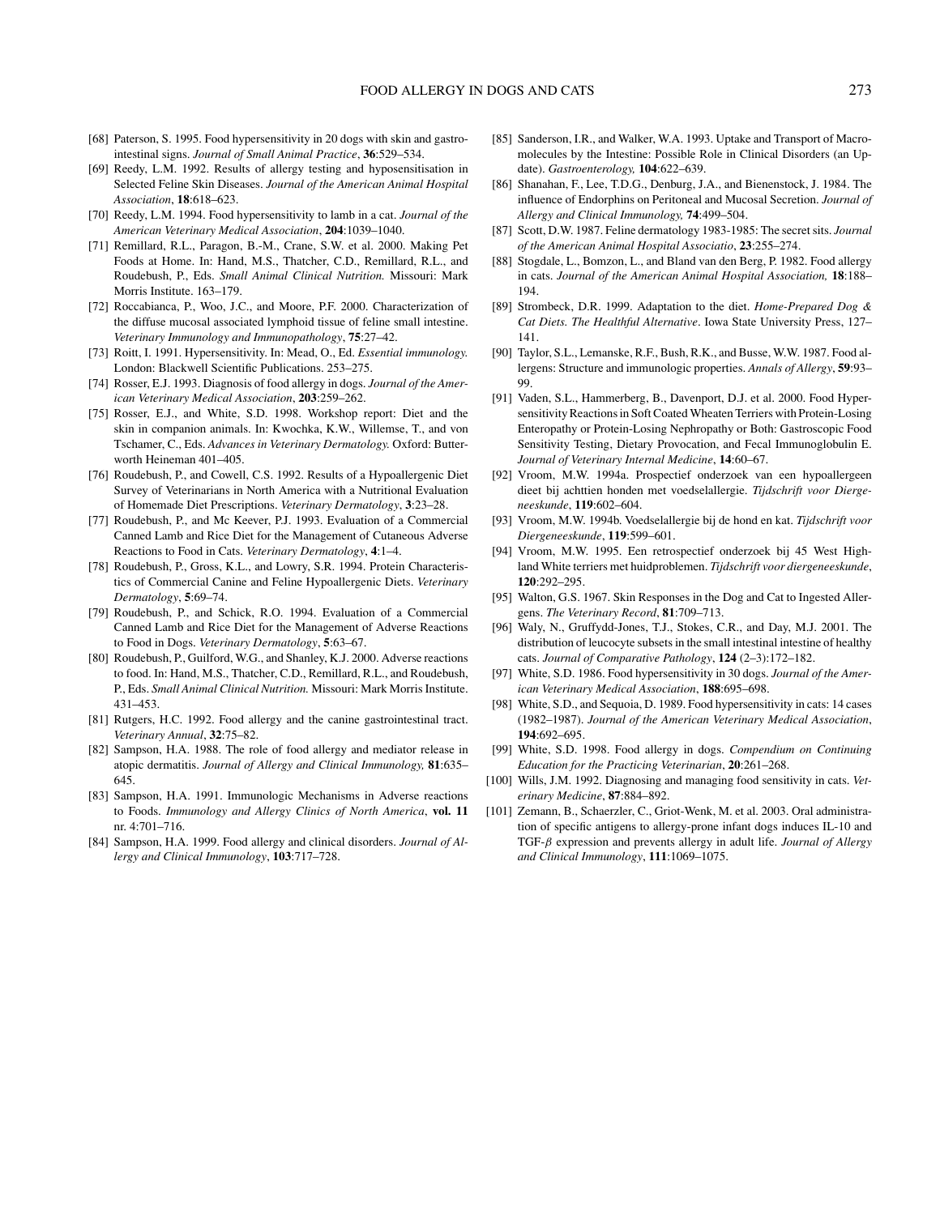[68] Paterson, S. 1995. Food hypersensitivity in 20 dogs with skin and gastrointestinal signs. *Journal of Small Animal Practice*, **36**:529–534.

[69] Reedy, L.M. 1992. Results of allergy testing and hyposensitisation in Selected Feline Skin Diseases. *Journal of the American Animal Hospital Association*, **18**:618–623.

[70] Reedy, L.M. 1994. Food hypersensitivity to lamb in a cat. *Journal of the American Veterinary Medical Association*, **204**:1039–1040.

[71] Remillard, R.L., Paragon, B.-M., Crane, S.W. et al. 2000. Making Pet Foods at Home. In: Hand, M.S., Thatcher, C.D., Remillard, R.L., and Roudebush, P., Eds. *Small Animal Clinical Nutrition.* Missouri: Mark Morris Institute. 163–179.

[72] Roccabianca, P., Woo, J.C., and Moore, P.F. 2000. Characterization of the diffuse mucosal associated lymphoid tissue of feline small intestine. *Veterinary Immunology and Immunopathology*, **75**:27–42.

[73] Roitt, I. 1991. Hypersensitivity. In: Mead, O., Ed. *Essential immunology.* London: Blackwell Scientific Publications. 253–275.

[74] Rosser, E.J. 1993. Diagnosis of food allergy in dogs. *Journal of the American Veterinary Medical Association*, **203**:259–262.

[75] Rosser, E.J., and White, S.D. 1998. Workshop report: Diet and the skin in companion animals. In: Kwochka, K.W., Willemse, T., and von Tschamer, C., Eds. *Advances in Veterinary Dermatology.* Oxford: Butterworth Heineman 401–405.

[76] Roudebush, P., and Cowell, C.S. 1992. Results of a Hypoallergenic Diet Survey of Veterinarians in North America with a Nutritional Evaluation of Homemade Diet Prescriptions. *Veterinary Dermatology*, **3**:23–28.

[77] Roudebush, P., and Mc Keever, P.J. 1993. Evaluation of a Commercial Canned Lamb and Rice Diet for the Management of Cutaneous Adverse Reactions to Food in Cats. *Veterinary Dermatology*, **4**:1–4.

[78] Roudebush, P., Gross, K.L., and Lowry, S.R. 1994. Protein Characteristics of Commercial Canine and Feline Hypoallergenic Diets. *Veterinary Dermatology*, **5**:69–74.

[79] Roudebush, P., and Schick, R.O. 1994. Evaluation of a Commercial Canned Lamb and Rice Diet for the Management of Adverse Reactions to Food in Dogs. *Veterinary Dermatology*, **5**:63–67.

[80] Roudebush, P., Guilford, W.G., and Shanley, K.J. 2000. Adverse reactions to food. In: Hand, M.S., Thatcher, C.D., Remillard, R.L., and Roudebush, P., Eds. *Small Animal Clinical Nutrition.* Missouri: Mark Morris Institute. 431–453.

[81] Rutgers, H.C. 1992. Food allergy and the canine gastrointestinal tract. *Veterinary Annual*, **32**:75–82.

[82] Sampson, H.A. 1988. The role of food allergy and mediator release in atopic dermatitis. *Journal of Allergy and Clinical Immunology,* **81**:635–645.

[83] Sampson, H.A. 1991. Immunologic Mechanisms in Adverse reactions to Foods. *Immunology and Allergy Clinics of North America*, **vol. 11** nr. 4:701–716.

[84] Sampson, H.A. 1999. Food allergy and clinical disorders. *Journal of Allergy and Clinical Immunology*, **103**:717–728.

[85] Sanderson, I.R., and Walker, W.A. 1993. Uptake and Transport of Macromolecules by the Intestine: Possible Role in Clinical Disorders (an Update). *Gastroenterology,* **104**:622–639.

[86] Shanahan, F., Lee, T.D.G., Denburg, J.A., and Bienenstock, J. 1984. The influence of Endorphins on Peritoneal and Mucosal Secretion. *Journal of Allergy and Clinical Immunology,* **74**:499–504.

[87] Scott, D.W. 1987. Feline dermatology 1983-1985: The secret sits. *Journal of the American Animal Hospital Associatio*, **23**:255–274.

[88] Stogdale, L., Bomzon, L., and Bland van den Berg, P. 1982. Food allergy in cats. *Journal of the American Animal Hospital Association,* **18**:188–194.

[89] Strombeck, D.R. 1999. Adaptation to the diet. *Home-Prepared Dog & Cat Diets. The Healthful Alternative*. Iowa State University Press, 127–141.

[90] Taylor, S.L., Lemanske, R.F., Bush, R.K., and Busse, W.W. 1987. Food allergens: Structure and immunologic properties. *Annals of Allergy*, **59**:93–99.

[91] Vaden, S.L., Hammerberg, B., Davenport, D.J. et al. 2000. Food Hypersensitivity Reactions in Soft Coated Wheaten Terriers with Protein-Losing Enteropathy or Protein-Losing Nephropathy or Both: Gastroscopic Food Sensitivity Testing, Dietary Provocation, and Fecal Immunoglobulin E. *Journal of Veterinary Internal Medicine*, **14**:60–67.

[92] Vroom, M.W. 1994a. Prospectief onderzoek van een hypoallergeen dieet bij achttien honden met voedselallergie. *Tijdschrift voor Diergeneeskunde*, **119**:602–604.

[93] Vroom, M.W. 1994b. Voedselallergie bij de hond en kat. *Tijdschrift voor Diergeneeskunde*, **119**:599–601.

[94] Vroom, M.W. 1995. Een retrospectief onderzoek bij 45 West Highland White terriers met huidproblemen. *Tijdschrift voor diergeneeskunde*, **120**:292–295.

[95] Walton, G.S. 1967. Skin Responses in the Dog and Cat to Ingested Allergens. *The Veterinary Record*, **81**:709–713.

[96] Waly, N., Gruffydd-Jones, T.J., Stokes, C.R., and Day, M.J. 2001. The distribution of leucocyte subsets in the small intestinal intestine of healthy cats. *Journal of Comparative Pathology*, **124** (2–3):172–182.

[97] White, S.D. 1986. Food hypersensitivity in 30 dogs. *Journal of the American Veterinary Medical Association*, **188**:695–698.

[98] White, S.D., and Sequoia, D. 1989. Food hypersensitivity in cats: 14 cases (1982–1987). *Journal of the American Veterinary Medical Association*, **194**:692–695.

[99] White, S.D. 1998. Food allergy in dogs. *Compendium on Continuing Education for the Practicing Veterinarian*, **20**:261–268.

[100] Wills, J.M. 1992. Diagnosing and managing food sensitivity in cats. *Veterinary Medicine*, **87**:884–892.

[101] Zemann, B., Schaerzler, C., Griot-Wenk, M. et al. 2003. Oral administration of specific antigens to allergy-prone infant dogs induces IL-10 and TGF-$\beta$ expression and prevents allergy in adult life. *Journal of Allergy and Clinical Immunology*, **111**:1069–1075.